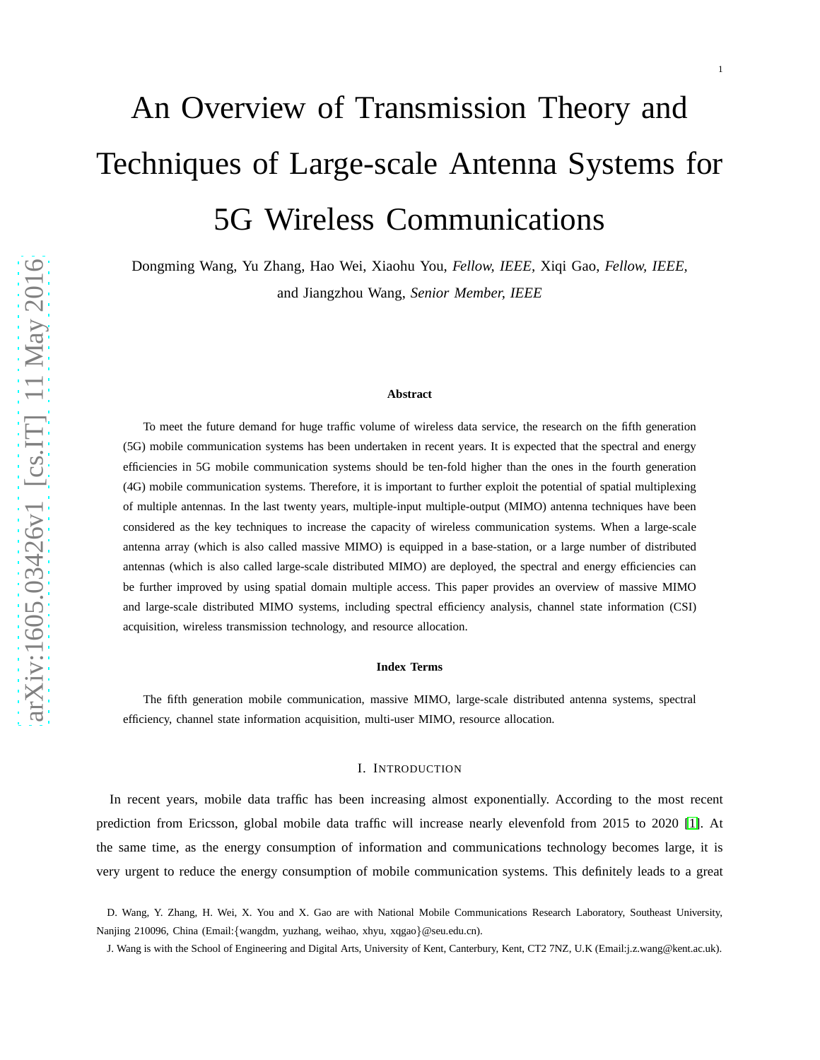# An Overview of Transmission Theory and Techniques of Large-scale Antenna Systems for 5G Wireless Communications

Dongming Wang, Yu Zhang, Hao Wei, Xiaohu You, *Fellow, IEEE*, Xiqi Gao, *Fellow, IEEE*, and Jiangzhou Wang, *Senior Member, IEEE*

### Abstract

To meet the future demand for huge traffic volume of wireless data service, the research on the fifth generation (5G) mobile communication systems has been undertaken in recent years. It is expected that the spectral and energy efficiencies in 5G mobile communication systems should be ten-fold higher than the ones in the fourth generation (4G) mobile communication systems. Therefore, it is important to further exploit the potential of spatial multiplexing of multiple antennas. In the last twenty years, multiple-input multiple-output (MIMO) antenna techniques have been considered as the key techniques to increase the capacity of wireless communication systems. When a large-scale antenna array (which is also called massive MIMO) is equipped in a base-station, or a large number of distributed antennas (which is also called large-scale distributed MIMO) are deployed, the spectral and energy efficiencies can be further improved by using spatial domain multiple access. This paper provides an overview of massive MIMO and large-scale distributed MIMO systems, including spectral efficiency analysis, channel state information (CSI) acquisition, wireless transmission technology, and resource allocation.

### Index Terms

The fifth generation mobile communication, massive MIMO, large-scale distributed antenna systems, spectral efficiency, channel state information acquisition, multi-user MIMO, resource allocation.

## I. Introduction

In recent years, mobile data traffic has been increasing almost exponentially. According to the most recent prediction from Ericsson, global mobile data traffic will increase nearly elevenfold from 2015 to 2020 [1]. At the same time, as the energy consumption of information and communications technology becomes large, it is very urgent to reduce the energy consumption of mobile communication systems. This definitely leads to a great

D. Wang, Y. Zhang, H. Wei, X. You and X. Gao are with National Mobile Communications Research Laboratory, Southeast University, Nanjing 210096, China (Email:{wangdm, yuzhang, weihao, xhyu, xqgao}@seu.edu.cn).

J. Wang is with the School of Engineering and Digital Arts, University of Kent, Canterbury, Kent, CT2 7NZ, U.K (Email:j.z.wang@kent.ac.uk).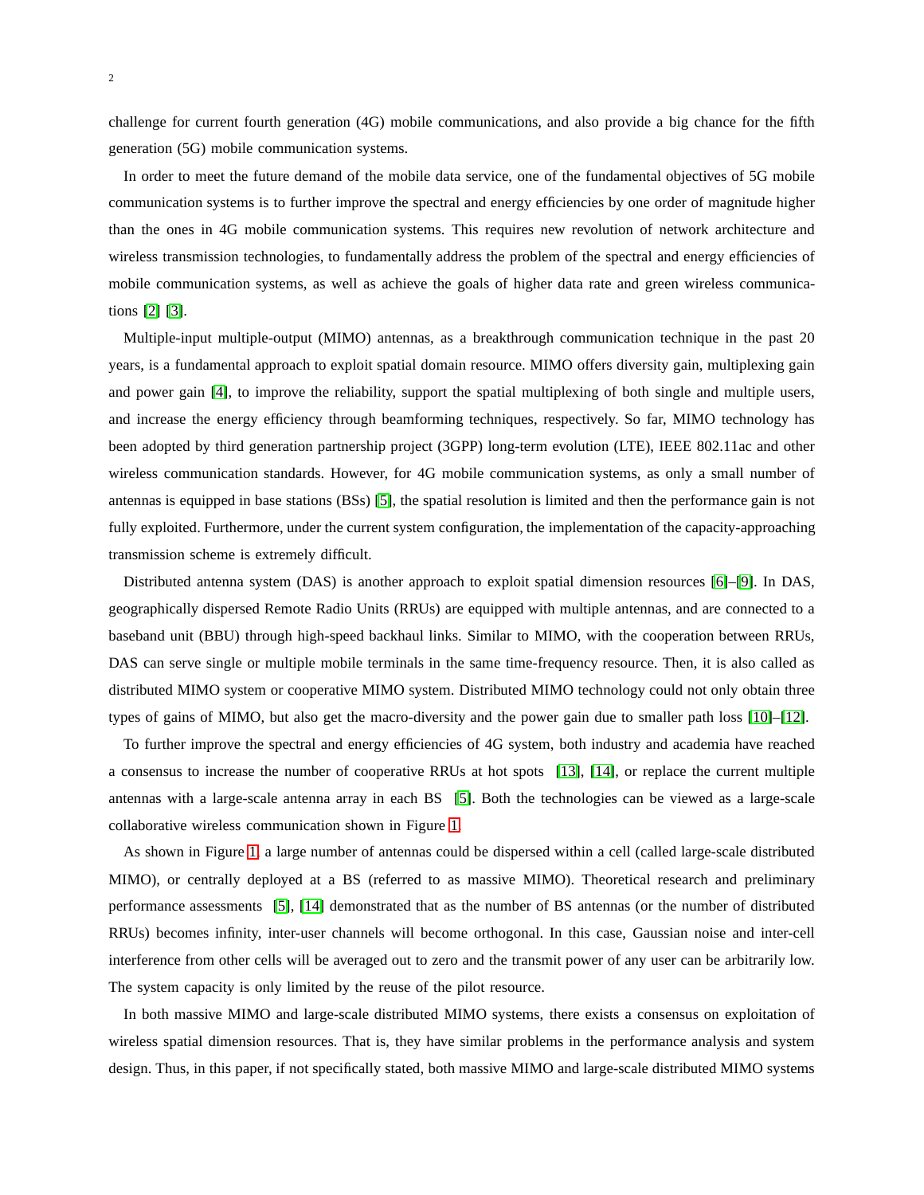challenge for current fourth generation (4G) mobile communications, and also provide a big chance for the fifth generation (5G) mobile communication systems.

In order to meet the future demand of the mobile data service, one of the fundamental objectives of 5G mobile communication systems is to further improve the spectral and energy efficiencies by one order of magnitude higher than the ones in 4G mobile communication systems. This requires new revolution of network architecture and wireless transmission technologies, to fundamentally address the problem of the spectral and energy efficiencies of mobile communication systems, as well as achieve the goals of higher data rate and green wireless communications [2] [3].

Multiple-input multiple-output (MIMO) antennas, as a breakthrough communication technique in the past 20 years, is a fundamental approach to exploit spatial domain resource. MIMO offers diversity gain, multiplexing gain and power gain [4], to improve the reliability, support the spatial multiplexing of both single and multiple users, and increase the energy efficiency through beamforming techniques, respectively. So far, MIMO technology has been adopted by third generation partnership project (3GPP) long-term evolution (LTE), IEEE 802.11ac and other wireless communication standards. However, for 4G mobile communication systems, as only a small number of antennas is equipped in base stations (BSs) [5], the spatial resolution is limited and then the performance gain is not fully exploited. Furthermore, under the current system configuration, the implementation of the capacity-approaching transmission scheme is extremely difficult.

Distributed antenna system (DAS) is another approach to exploit spatial dimension resources [6]–[9]. In DAS, geographically dispersed Remote Radio Units (RRUs) are equipped with multiple antennas, and are connected to a baseband unit (BBU) through high-speed backhaul links. Similar to MIMO, with the cooperation between RRUs, DAS can serve single or multiple mobile terminals in the same time-frequency resource. Then, it is also called as distributed MIMO system or cooperative MIMO system. Distributed MIMO technology could not only obtain three types of gains of MIMO, but also get the macro-diversity and the power gain due to smaller path loss [10]–[12].

To further improve the spectral and energy efficiencies of 4G system, both industry and academia have reached a consensus to increase the number of cooperative RRUs at hot spots [13], [14], or replace the current multiple antennas with a large-scale antenna array in each BS [5]. Both the technologies can be viewed as a large-scale collaborative wireless communication shown in Figure 1.

As shown in Figure 1, a large number of antennas could be dispersed within a cell (called large-scale distributed MIMO), or centrally deployed at a BS (referred to as massive MIMO). Theoretical research and preliminary performance assessments [5], [14] demonstrated that as the number of BS antennas (or the number of distributed RRUs) becomes infinity, inter-user channels will become orthogonal. In this case, Gaussian noise and inter-cell interference from other cells will be averaged out to zero and the transmit power of any user can be arbitrarily low. The system capacity is only limited by the reuse of the pilot resource.

In both massive MIMO and large-scale distributed MIMO systems, there exists a consensus on exploitation of wireless spatial dimension resources. That is, they have similar problems in the performance analysis and system design. Thus, in this paper, if not specifically stated, both massive MIMO and large-scale distributed MIMO systems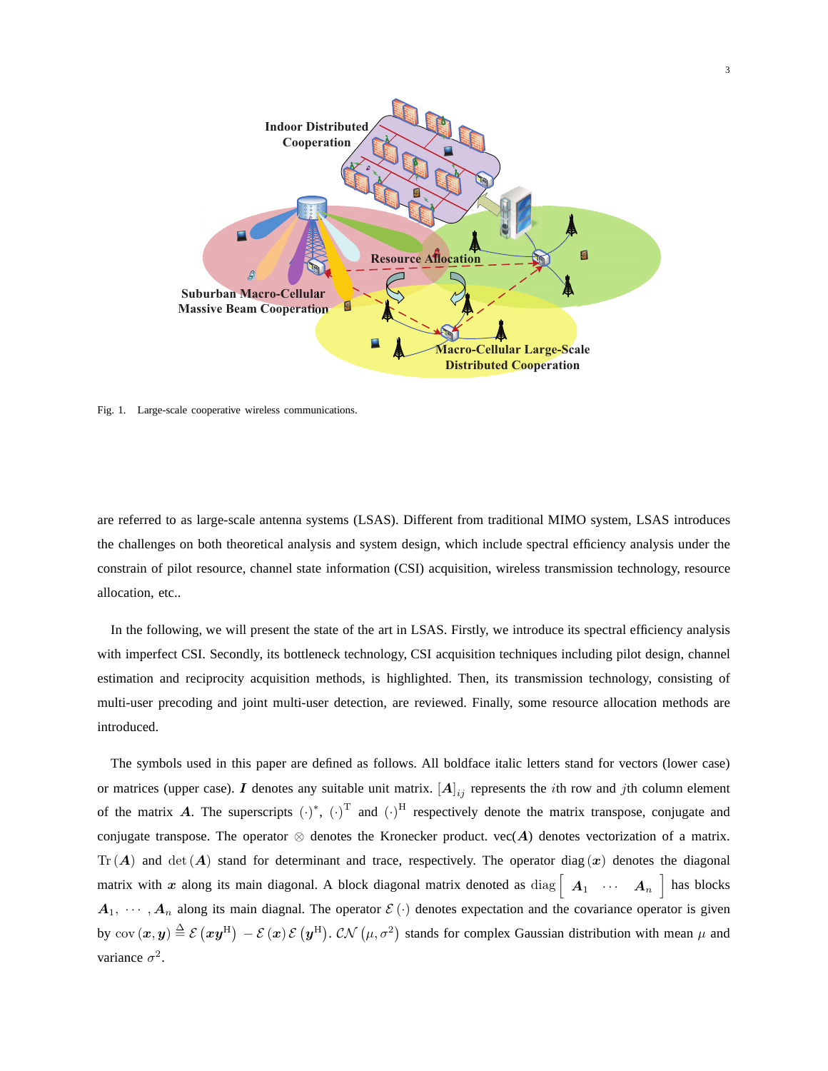Fig. 1. Large-scale cooperative wireless communications.

are referred to as large-scale antenna systems (LSAS). Different from traditional MIMO system, LSAS introduces the challenges on both theoretical analysis and system design, which include spectral efficiency analysis under the constrain of pilot resource, channel state information (CSI) acquisition, wireless transmission technology, resource allocation, etc..

In the following, we will present the state of the art in LSAS. Firstly, we introduce its spectral efficiency analysis with imperfect CSI. Secondly, its bottleneck technology, CSI acquisition techniques including pilot design, channel estimation and reciprocity acquisition methods, is highlighted. Then, its transmission technology, consisting of multi-user precoding and joint multi-user detection, are reviewed. Finally, some resource allocation methods are introduced.

The symbols used in this paper are defined as follows. All boldface italic letters stand for vectors (lower case) or matrices (upper case). $\boldsymbol{I}$ denotes any suitable unit matrix. $[\boldsymbol{A}]_{ij}$ represents the $i$th row and $j$th column element of the matrix $\boldsymbol{A}$. The superscripts $(\cdot)^{*}$, $(\cdot)^{\mathrm{T}}$ and $(\cdot)^{\mathrm{H}}$ respectively denote the matrix transpose, conjugate and conjugate transpose. The operator $\otimes$ denotes the Kronecker product. vec($\boldsymbol{A}$) denotes vectorization of a matrix. $\mathrm{Tr}\left(\boldsymbol{A}\right)$ and $\det\left(\boldsymbol{A}\right)$ stand for determinant and trace, respectively. The operator $\mathrm{diag}\left(\boldsymbol{x}\right)$ denotes the diagonal matrix with $\boldsymbol{x}$ along its main diagonal. A block diagonal matrix denoted as $\mathrm{diag}\begin{bmatrix} \boldsymbol{A}_1 & \cdots & \boldsymbol{A}_n \end{bmatrix}$ has blocks $\boldsymbol{A}_1, \cdots, \boldsymbol{A}_n$ along its main diagnal. The operator $\mathcal{E}\left(\cdot\right)$ denotes expectation and the covariance operator is given by $\mathrm{cov}\left(\boldsymbol{x},\boldsymbol{y}\right) \triangleq \mathcal{E}\left(\boldsymbol{x}\boldsymbol{y}^{\mathrm{H}}\right) - \mathcal{E}\left(\boldsymbol{x}\right)\mathcal{E}\left(\boldsymbol{y}^{\mathrm{H}}\right)$. $\mathcal{CN}\left(\mu, \sigma^2\right)$ stands for complex Gaussian distribution with mean $\mu$ and variance $\sigma^2$.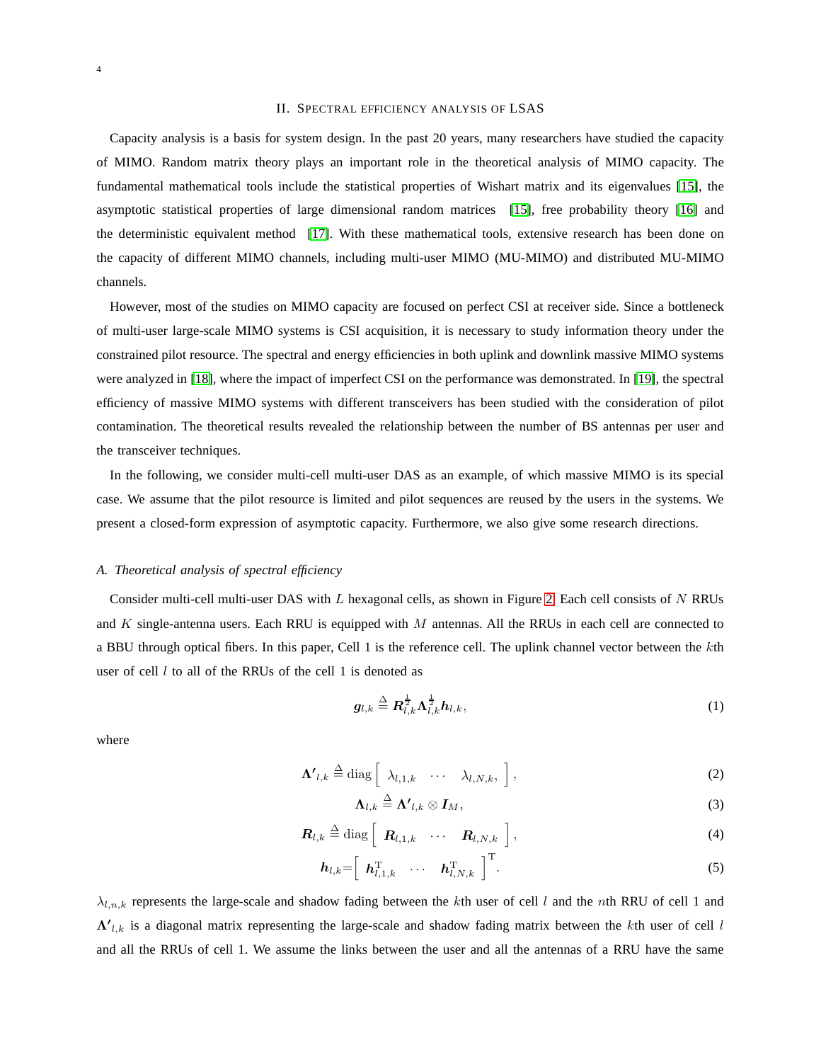## II. Spectral efficiency analysis of LSAS

Capacity analysis is a basis for system design. In the past 20 years, many researchers have studied the capacity of MIMO. Random matrix theory plays an important role in the theoretical analysis of MIMO capacity. The fundamental mathematical tools include the statistical properties of Wishart matrix and its eigenvalues [15], the asymptotic statistical properties of large dimensional random matrices [15], free probability theory [16] and the deterministic equivalent method [17]. With these mathematical tools, extensive research has been done on the capacity of different MIMO channels, including multi-user MIMO (MU-MIMO) and distributed MU-MIMO channels.

However, most of the studies on MIMO capacity are focused on perfect CSI at receiver side. Since a bottleneck of multi-user large-scale MIMO systems is CSI acquisition, it is necessary to study information theory under the constrained pilot resource. The spectral and energy efficiencies in both uplink and downlink massive MIMO systems were analyzed in [18], where the impact of imperfect CSI on the performance was demonstrated. In [19], the spectral efficiency of massive MIMO systems with different transceivers has been studied with the consideration of pilot contamination. The theoretical results revealed the relationship between the number of BS antennas per user and the transceiver techniques.

In the following, we consider multi-cell multi-user DAS as an example, of which massive MIMO is its special case. We assume that the pilot resource is limited and pilot sequences are reused by the users in the systems. We present a closed-form expression of asymptotic capacity. Furthermore, we also give some research directions.

### A. Theoretical analysis of spectral efficiency

Consider multi-cell multi-user DAS with $L$ hexagonal cells, as shown in Figure 2. Each cell consists of $N$ RRUs and $K$ single-antenna users. Each RRU is equipped with $M$ antennas. All the RRUs in each cell are connected to a BBU through optical fibers. In this paper, Cell 1 is the reference cell. The uplink channel vector between the $k$th user of cell $l$ to all of the RRUs of the cell 1 is denoted as

$$\boldsymbol{g}_{l,k} \triangleq \boldsymbol{R}_{l,k}^{\frac{1}{2}} \boldsymbol{\Lambda}_{l,k}^{\frac{1}{2}} \boldsymbol{h}_{l,k}, \tag{1}$$

where

$$\boldsymbol{\Lambda'}_{l,k} \triangleq \mathrm{diag}\left[ \begin{array}{ccc} \lambda_{l,1,k} & \cdots & \lambda_{l,N,k}, \end{array} \right], \tag{2}$$

$$\boldsymbol{\Lambda}_{l,k} \triangleq \boldsymbol{\Lambda'}_{l,k} \otimes \boldsymbol{I}_M, \tag{3}$$

$$\boldsymbol{R}_{l,k} \triangleq \mathrm{diag}\left[ \begin{array}{ccc} \boldsymbol{R}_{l,1,k} & \cdots & \boldsymbol{R}_{l,N,k} \end{array} \right], \tag{4}$$

$$\boldsymbol{h}_{l,k} = \left[ \begin{array}{ccc} \boldsymbol{h}_{l,1,k}^{\mathrm{T}} & \cdots & \boldsymbol{h}_{l,N,k}^{\mathrm{T}} \end{array} \right]^{\mathrm{T}}. \tag{5}$$

$\lambda_{l,n,k}$ represents the large-scale and shadow fading between the $k$th user of cell $l$ and the $n$th RRU of cell 1 and $\boldsymbol{\Lambda'}_{l,k}$ is a diagonal matrix representing the large-scale and shadow fading matrix between the $k$th user of cell $l$ and all the RRUs of cell 1. We assume the links between the user and all the antennas of a RRU have the same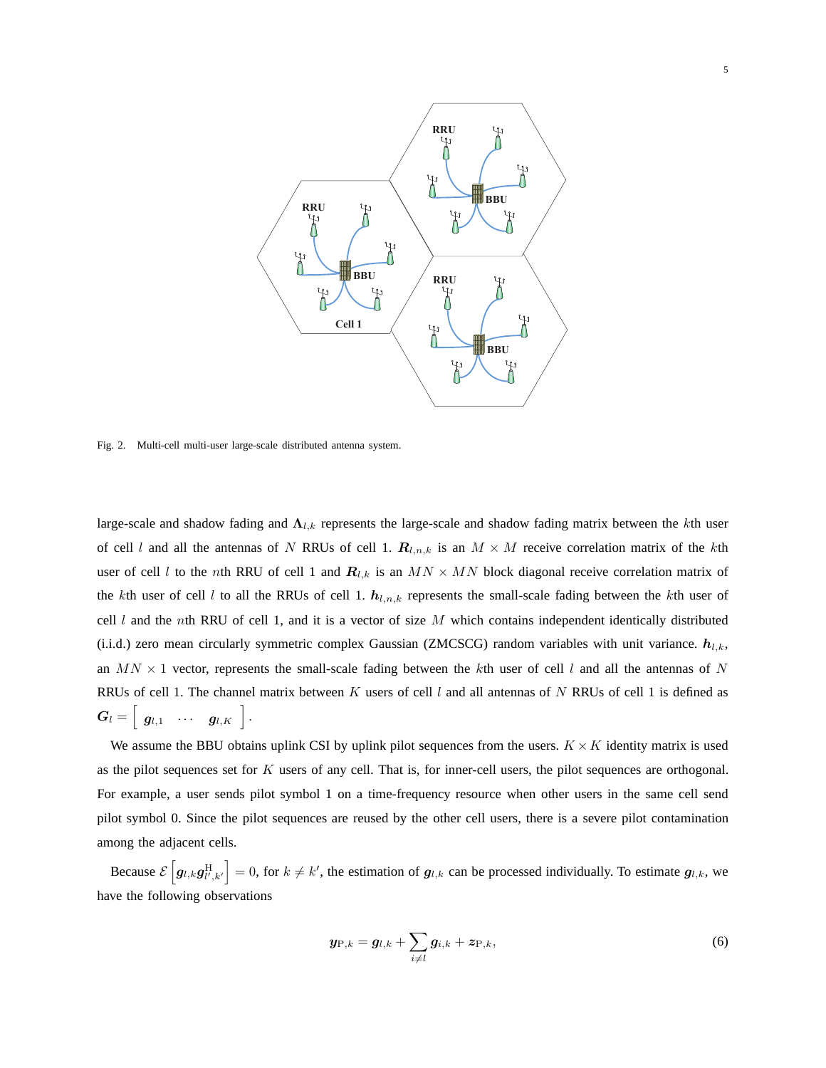Fig. 2. Multi-cell multi-user large-scale distributed antenna system.

large-scale and shadow fading and $\mathbf{\Lambda}_{l,k}$ represents the large-scale and shadow fading matrix between the $k$th user of cell $l$ and all the antennas of $N$ RRUs of cell 1. $\boldsymbol{R}_{l,n,k}$ is an $M \times M$ receive correlation matrix of the $k$th user of cell $l$ to the $n$th RRU of cell 1 and $\boldsymbol{R}_{l,k}$ is an $MN \times MN$ block diagonal receive correlation matrix of the $k$th user of cell $l$ to all the RRUs of cell 1. $\boldsymbol{h}_{l,n,k}$ represents the small-scale fading between the $k$th user of cell $l$ and the $n$th RRU of cell 1, and it is a vector of size $M$ which contains independent identically distributed (i.i.d.) zero mean circularly symmetric complex Gaussian (ZMCSCG) random variables with unit variance. $\boldsymbol{h}_{l,k}$, an $MN \times 1$ vector, represents the small-scale fading between the $k$th user of cell $l$ and all the antennas of $N$ RRUs of cell 1. The channel matrix between $K$ users of cell $l$ and all antennas of $N$ RRUs of cell 1 is defined as $\boldsymbol{G}_l = \left[ \begin{array}{ccc} \boldsymbol{g}_{l,1} & \cdots & \boldsymbol{g}_{l,K} \end{array} \right]$.

We assume the BBU obtains uplink CSI by uplink pilot sequences from the users. $K \times K$ identity matrix is used as the pilot sequences set for $K$ users of any cell. That is, for inner-cell users, the pilot sequences are orthogonal. For example, a user sends pilot symbol 1 on a time-frequency resource when other users in the same cell send pilot symbol 0. Since the pilot sequences are reused by the other cell users, there is a severe pilot contamination among the adjacent cells.

Because $\mathcal{E}\left[\boldsymbol{g}_{l,k}\boldsymbol{g}_{l',k'}^{\mathrm{H}}\right] = 0$, for $k \neq k'$, the estimation of $\boldsymbol{g}_{l,k}$ can be processed individually. To estimate $\boldsymbol{g}_{l,k}$, we have the following observations

$$\boldsymbol{y}_{\mathrm{P},k} = \boldsymbol{g}_{l,k} + \sum_{i \neq l} \boldsymbol{g}_{i,k} + \boldsymbol{z}_{\mathrm{P},k}, \tag{6}$$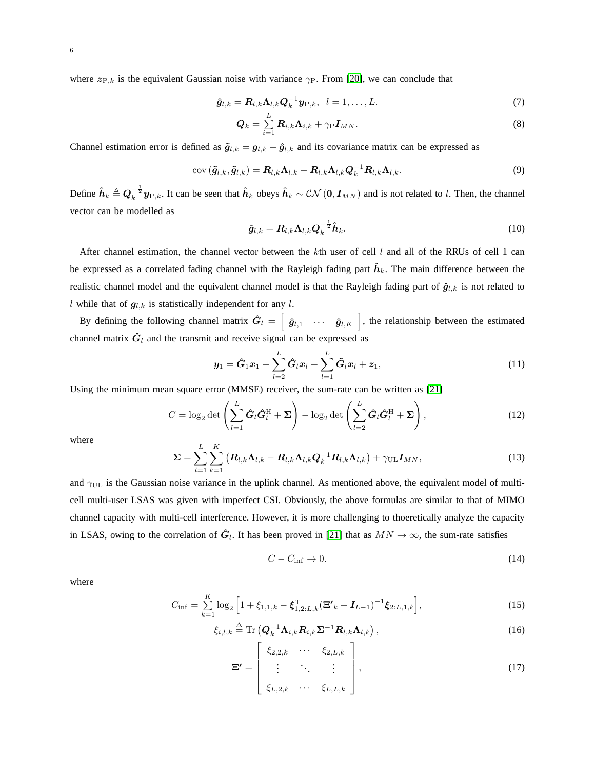where $\boldsymbol{z}_{\mathrm{P},k}$ is the equivalent Gaussian noise with variance $\gamma_{\mathrm{P}}$. From [20], we can conclude that

$$\hat{\boldsymbol{g}}_{l,k} = \boldsymbol{R}_{l,k}\boldsymbol{\Lambda}_{l,k}\boldsymbol{Q}_k^{-1}\boldsymbol{y}_{\mathrm{P},k}, \quad l = 1, \ldots, L. \tag{7}$$

$$\boldsymbol{Q}_k = \sum_{i=1}^{L} \boldsymbol{R}_{i,k}\boldsymbol{\Lambda}_{i,k} + \gamma_{\mathrm{P}}\boldsymbol{I}_{MN}. \tag{8}$$

Channel estimation error is defined as $\tilde{\boldsymbol{g}}_{l,k} = \boldsymbol{g}_{l,k} - \hat{\boldsymbol{g}}_{l,k}$ and its covariance matrix can be expressed as

$$\mathrm{cov}\left(\tilde{\boldsymbol{g}}_{l,k}, \tilde{\boldsymbol{g}}_{l,k}\right) = \boldsymbol{R}_{l,k}\boldsymbol{\Lambda}_{l,k} - \boldsymbol{R}_{l,k}\boldsymbol{\Lambda}_{l,k}\boldsymbol{Q}_k^{-1}\boldsymbol{R}_{l,k}\boldsymbol{\Lambda}_{l,k}. \tag{9}$$

Define $\hat{\boldsymbol{h}}_k \triangleq \boldsymbol{Q}_k^{-\frac{1}{2}}\boldsymbol{y}_{\mathrm{P},k}$. It can be seen that $\hat{\boldsymbol{h}}_k$ obeys $\hat{\boldsymbol{h}}_k \sim \mathcal{CN}\left(\boldsymbol{0}, \boldsymbol{I}_{MN}\right)$ and is not related to $l$. Then, the channel vector can be modelled as

$$\hat{\boldsymbol{g}}_{l,k} = \boldsymbol{R}_{l,k}\boldsymbol{\Lambda}_{l,k}\boldsymbol{Q}_k^{-\frac{1}{2}}\hat{\boldsymbol{h}}_k. \tag{10}$$

After channel estimation, the channel vector between the $k$th user of cell $l$ and all of the RRUs of cell 1 can be expressed as a correlated fading channel with the Rayleigh fading part $\hat{\boldsymbol{h}}_k$. The main difference between the realistic channel model and the equivalent channel model is that the Rayleigh fading part of $\hat{\boldsymbol{g}}_{l,k}$ is not related to $l$ while that of $\boldsymbol{g}_{l,k}$ is statistically independent for any $l$.

By defining the following channel matrix $\hat{\boldsymbol{G}}_l = \begin{bmatrix} \hat{\boldsymbol{g}}_{l,1} & \cdots & \hat{\boldsymbol{g}}_{l,K} \end{bmatrix}$, the relationship between the estimated channel matrix $\hat{\boldsymbol{G}}_l$ and the transmit and receive signal can be expressed as

$$\boldsymbol{y}_1 = \hat{\boldsymbol{G}}_1\boldsymbol{x}_1 + \sum_{l=2}^{L}\hat{\boldsymbol{G}}_l\boldsymbol{x}_l + \sum_{l=1}^{L}\tilde{\boldsymbol{G}}_l\boldsymbol{x}_l + \boldsymbol{z}_1, \tag{11}$$

Using the minimum mean square error (MMSE) receiver, the sum-rate can be written as [21]

$$C = \log_2\det\left(\sum_{l=1}^{L}\hat{\boldsymbol{G}}_l\hat{\boldsymbol{G}}_l^{\mathrm{H}} + \boldsymbol{\Sigma}\right) - \log_2\det\left(\sum_{l=2}^{L}\hat{\boldsymbol{G}}_l\hat{\boldsymbol{G}}_l^{\mathrm{H}} + \boldsymbol{\Sigma}\right), \tag{12}$$

where

$$\boldsymbol{\Sigma} = \sum_{l=1}^{L}\sum_{k=1}^{K}\left(\boldsymbol{R}_{l,k}\boldsymbol{\Lambda}_{l,k} - \boldsymbol{R}_{l,k}\boldsymbol{\Lambda}_{l,k}\boldsymbol{Q}_k^{-1}\boldsymbol{R}_{l,k}\boldsymbol{\Lambda}_{l,k}\right) + \gamma_{\mathrm{UL}}\boldsymbol{I}_{MN}, \tag{13}$$

and $\gamma_{\mathrm{UL}}$ is the Gaussian noise variance in the uplink channel. As mentioned above, the equivalent model of multi-cell multi-user LSAS was given with imperfect CSI. Obviously, the above formulas are similar to that of MIMO channel capacity with multi-cell interference. However, it is more challenging to thoeretically analyze the capacity in LSAS, owing to the correlation of $\hat{\boldsymbol{G}}_l$. It has been proved in [21] that as $MN \to \infty$, the sum-rate satisfies

$$C - C_{\mathrm{inf}} \to 0. \tag{14}$$

where

$$C_{\mathrm{inf}} = \sum_{k=1}^{K}\log_2\left[1 + \xi_{1,1,k} - \boldsymbol{\xi}_{1,2:L,k}^{\mathrm{T}}(\boldsymbol{\Xi'}_k + \boldsymbol{I}_{L-1})^{-1}\boldsymbol{\xi}_{2:L,1,k}\right], \tag{15}$$

$$\xi_{i,l,k} \triangleq \mathrm{Tr}\left(\boldsymbol{Q}_k^{-1}\boldsymbol{\Lambda}_{i,k}\boldsymbol{R}_{i,k}\boldsymbol{\Sigma}^{-1}\boldsymbol{R}_{l,k}\boldsymbol{\Lambda}_{l,k}\right), \tag{16}$$

$$\boldsymbol{\Xi'} = \begin{bmatrix} \xi_{2,2,k} & \cdots & \xi_{2,L,k} \\ \vdots & \ddots & \vdots \\ \xi_{L,2,k} & \cdots & \xi_{L,L,k} \end{bmatrix}, \tag{17}$$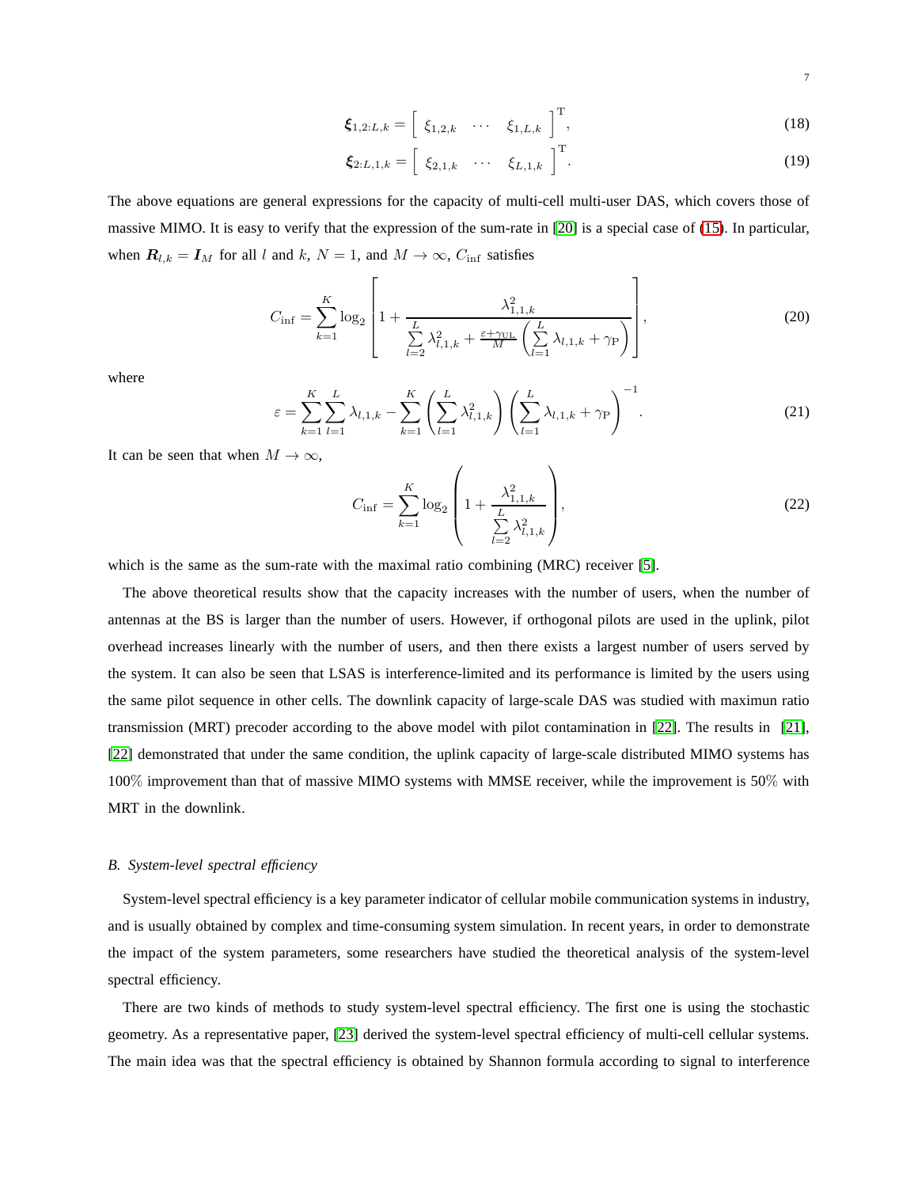$$\boldsymbol{\xi}_{1,2:L,k} = \left[ \begin{array}{ccc} \xi_{1,2,k} & \cdots & \xi_{1,L,k} \end{array} \right]^{\mathrm{T}}, \tag{18}$$

$$\boldsymbol{\xi}_{2:L,1,k} = \left[ \begin{array}{ccc} \xi_{2,1,k} & \cdots & \xi_{L,1,k} \end{array} \right]^{\mathrm{T}}. \tag{19}$$

The above equations are general expressions for the capacity of multi-cell multi-user DAS, which covers those of massive MIMO. It is easy to verify that the expression of the sum-rate in [20] is a special case of (15). In particular, when $\boldsymbol{R}_{l,k} = \boldsymbol{I}_M$ for all $l$ and $k$, $N = 1$, and $M \to \infty$, $C_{\inf}$ satisfies

$$C_{\inf} = \sum_{k=1}^{K} \log_2 \left[ 1 + \frac{\lambda_{1,1,k}^2}{\sum\limits_{l=2}^{L} \lambda_{l,1,k}^2 + \frac{\varepsilon + \gamma_{\mathrm{UL}}}{M} \left( \sum\limits_{l=1}^{L} \lambda_{l,1,k} + \gamma_{\mathrm{P}} \right)} \right], \tag{20}$$

where

$$\varepsilon = \sum_{k=1}^{K} \sum_{l=1}^{L} \lambda_{l,1,k} - \sum_{k=1}^{K} \left( \sum_{l=1}^{L} \lambda_{l,1,k}^2 \right) \left( \sum_{l=1}^{L} \lambda_{l,1,k} + \gamma_{\mathrm{P}} \right)^{-1}. \tag{21}$$

It can be seen that when $M \to \infty$,

$$C_{\inf} = \sum_{k=1}^{K} \log_2 \left( 1 + \frac{\lambda_{1,1,k}^2}{\sum\limits_{l=2}^{L} \lambda_{l,1,k}^2} \right), \tag{22}$$

which is the same as the sum-rate with the maximal ratio combining (MRC) receiver [5].

The above theoretical results show that the capacity increases with the number of users, when the number of antennas at the BS is larger than the number of users. However, if orthogonal pilots are used in the uplink, pilot overhead increases linearly with the number of users, and then there exists a largest number of users served by the system. It can also be seen that LSAS is interference-limited and its performance is limited by the users using the same pilot sequence in other cells. The downlink capacity of large-scale DAS was studied with maximun ratio transmission (MRT) precoder according to the above model with pilot contamination in [22]. The results in [21], [22] demonstrated that under the same condition, the uplink capacity of large-scale distributed MIMO systems has 100% improvement than that of massive MIMO systems with MMSE receiver, while the improvement is 50% with MRT in the downlink.

### *B. System-level spectral efficiency*

System-level spectral efficiency is a key parameter indicator of cellular mobile communication systems in industry, and is usually obtained by complex and time-consuming system simulation. In recent years, in order to demonstrate the impact of the system parameters, some researchers have studied the theoretical analysis of the system-level spectral efficiency.

There are two kinds of methods to study system-level spectral efficiency. The first one is using the stochastic geometry. As a representative paper, [23] derived the system-level spectral efficiency of multi-cell cellular systems. The main idea was that the spectral efficiency is obtained by Shannon formula according to signal to interference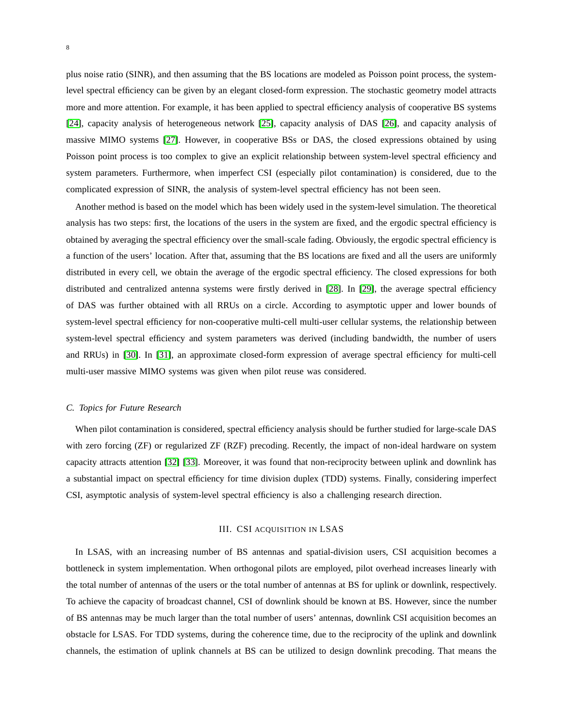plus noise ratio (SINR), and then assuming that the BS locations are modeled as Poisson point process, the system-level spectral efficiency can be given by an elegant closed-form expression. The stochastic geometry model attracts more and more attention. For example, it has been applied to spectral efficiency analysis of cooperative BS systems [24], capacity analysis of heterogeneous network [25], capacity analysis of DAS [26], and capacity analysis of massive MIMO systems [27]. However, in cooperative BSs or DAS, the closed expressions obtained by using Poisson point process is too complex to give an explicit relationship between system-level spectral efficiency and system parameters. Furthermore, when imperfect CSI (especially pilot contamination) is considered, due to the complicated expression of SINR, the analysis of system-level spectral efficiency has not been seen.

Another method is based on the model which has been widely used in the system-level simulation. The theoretical analysis has two steps: first, the locations of the users in the system are fixed, and the ergodic spectral efficiency is obtained by averaging the spectral efficiency over the small-scale fading. Obviously, the ergodic spectral efficiency is a function of the users' location. After that, assuming that the BS locations are fixed and all the users are uniformly distributed in every cell, we obtain the average of the ergodic spectral efficiency. The closed expressions for both distributed and centralized antenna systems were firstly derived in [28]. In [29], the average spectral efficiency of DAS was further obtained with all RRUs on a circle. According to asymptotic upper and lower bounds of system-level spectral efficiency for non-cooperative multi-cell multi-user cellular systems, the relationship between system-level spectral efficiency and system parameters was derived (including bandwidth, the number of users and RRUs) in [30]. In [31], an approximate closed-form expression of average spectral efficiency for multi-cell multi-user massive MIMO systems was given when pilot reuse was considered.

### *C. Topics for Future Research*

When pilot contamination is considered, spectral efficiency analysis should be further studied for large-scale DAS with zero forcing (ZF) or regularized ZF (RZF) precoding. Recently, the impact of non-ideal hardware on system capacity attracts attention [32] [33]. Moreover, it was found that non-reciprocity between uplink and downlink has a substantial impact on spectral efficiency for time division duplex (TDD) systems. Finally, considering imperfect CSI, asymptotic analysis of system-level spectral efficiency is also a challenging research direction.

## III. CSI ACQUISITION IN LSAS

In LSAS, with an increasing number of BS antennas and spatial-division users, CSI acquisition becomes a bottleneck in system implementation. When orthogonal pilots are employed, pilot overhead increases linearly with the total number of antennas of the users or the total number of antennas at BS for uplink or downlink, respectively. To achieve the capacity of broadcast channel, CSI of downlink should be known at BS. However, since the number of BS antennas may be much larger than the total number of users' antennas, downlink CSI acquisition becomes an obstacle for LSAS. For TDD systems, during the coherence time, due to the reciprocity of the uplink and downlink channels, the estimation of uplink channels at BS can be utilized to design downlink precoding. That means the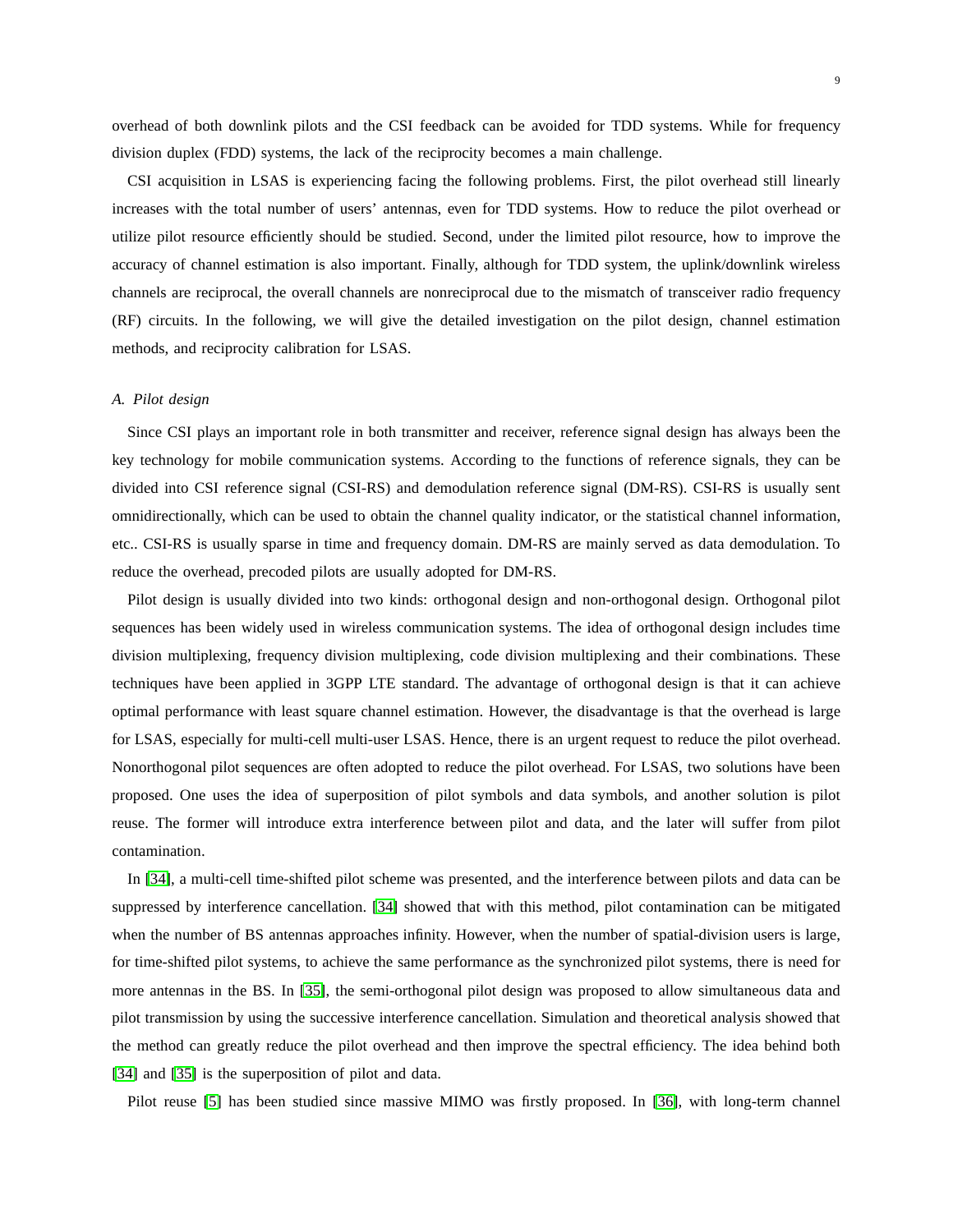overhead of both downlink pilots and the CSI feedback can be avoided for TDD systems. While for frequency division duplex (FDD) systems, the lack of the reciprocity becomes a main challenge.

CSI acquisition in LSAS is experiencing facing the following problems. First, the pilot overhead still linearly increases with the total number of users' antennas, even for TDD systems. How to reduce the pilot overhead or utilize pilot resource efficiently should be studied. Second, under the limited pilot resource, how to improve the accuracy of channel estimation is also important. Finally, although for TDD system, the uplink/downlink wireless channels are reciprocal, the overall channels are nonreciprocal due to the mismatch of transceiver radio frequency (RF) circuits. In the following, we will give the detailed investigation on the pilot design, channel estimation methods, and reciprocity calibration for LSAS.

### *A. Pilot design*

Since CSI plays an important role in both transmitter and receiver, reference signal design has always been the key technology for mobile communication systems. According to the functions of reference signals, they can be divided into CSI reference signal (CSI-RS) and demodulation reference signal (DM-RS). CSI-RS is usually sent omnidirectionally, which can be used to obtain the channel quality indicator, or the statistical channel information, etc.. CSI-RS is usually sparse in time and frequency domain. DM-RS are mainly served as data demodulation. To reduce the overhead, precoded pilots are usually adopted for DM-RS.

Pilot design is usually divided into two kinds: orthogonal design and non-orthogonal design. Orthogonal pilot sequences has been widely used in wireless communication systems. The idea of orthogonal design includes time division multiplexing, frequency division multiplexing, code division multiplexing and their combinations. These techniques have been applied in 3GPP LTE standard. The advantage of orthogonal design is that it can achieve optimal performance with least square channel estimation. However, the disadvantage is that the overhead is large for LSAS, especially for multi-cell multi-user LSAS. Hence, there is an urgent request to reduce the pilot overhead. Nonorthogonal pilot sequences are often adopted to reduce the pilot overhead. For LSAS, two solutions have been proposed. One uses the idea of superposition of pilot symbols and data symbols, and another solution is pilot reuse. The former will introduce extra interference between pilot and data, and the later will suffer from pilot contamination.

In [34], a multi-cell time-shifted pilot scheme was presented, and the interference between pilots and data can be suppressed by interference cancellation. [34] showed that with this method, pilot contamination can be mitigated when the number of BS antennas approaches infinity. However, when the number of spatial-division users is large, for time-shifted pilot systems, to achieve the same performance as the synchronized pilot systems, there is need for more antennas in the BS. In [35], the semi-orthogonal pilot design was proposed to allow simultaneous data and pilot transmission by using the successive interference cancellation. Simulation and theoretical analysis showed that the method can greatly reduce the pilot overhead and then improve the spectral efficiency. The idea behind both [34] and [35] is the superposition of pilot and data.

Pilot reuse [5] has been studied since massive MIMO was firstly proposed. In [36], with long-term channel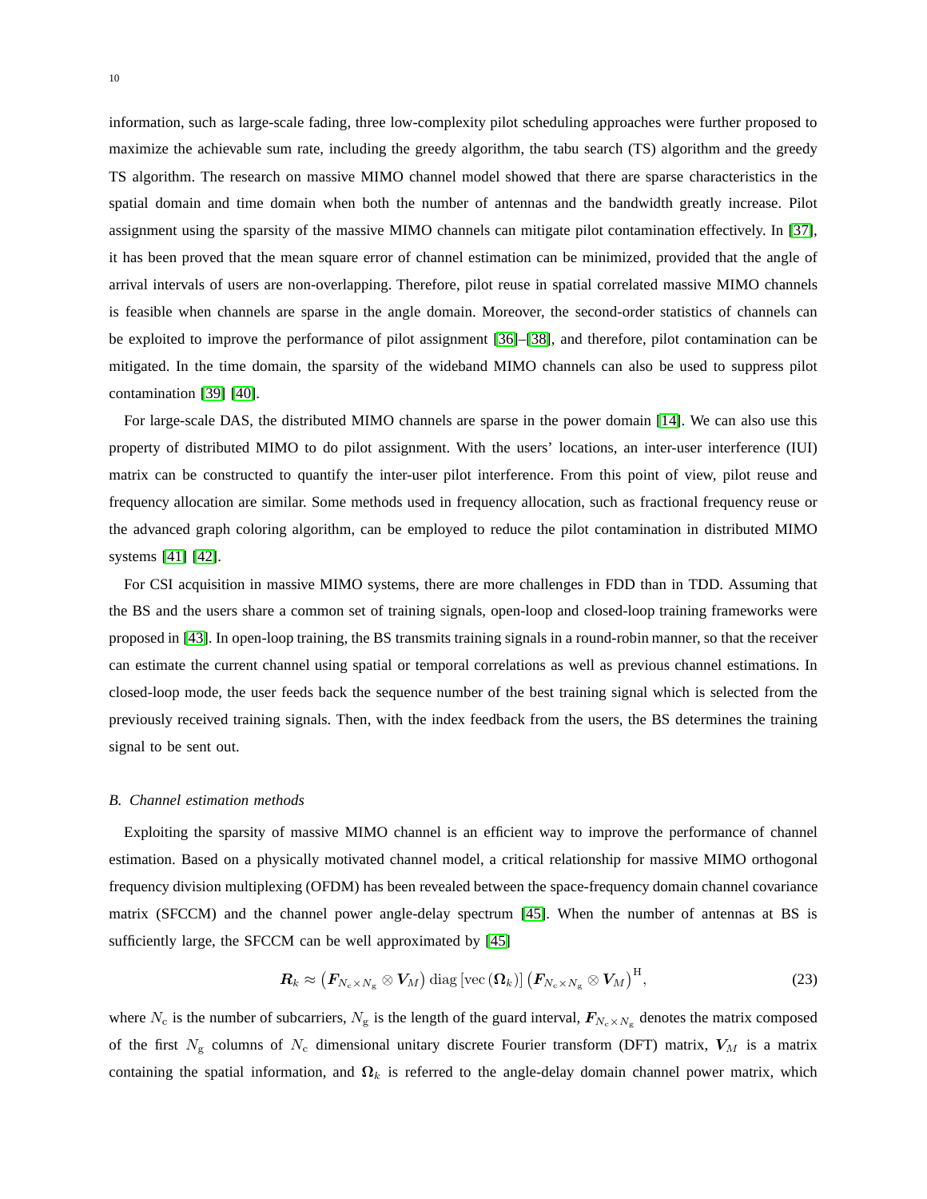information, such as large-scale fading, three low-complexity pilot scheduling approaches were further proposed to maximize the achievable sum rate, including the greedy algorithm, the tabu search (TS) algorithm and the greedy TS algorithm. The research on massive MIMO channel model showed that there are sparse characteristics in the spatial domain and time domain when both the number of antennas and the bandwidth greatly increase. Pilot assignment using the sparsity of the massive MIMO channels can mitigate pilot contamination effectively. In [37], it has been proved that the mean square error of channel estimation can be minimized, provided that the angle of arrival intervals of users are non-overlapping. Therefore, pilot reuse in spatial correlated massive MIMO channels is feasible when channels are sparse in the angle domain. Moreover, the second-order statistics of channels can be exploited to improve the performance of pilot assignment [36]–[38], and therefore, pilot contamination can be mitigated. In the time domain, the sparsity of the wideband MIMO channels can also be used to suppress pilot contamination [39] [40].

For large-scale DAS, the distributed MIMO channels are sparse in the power domain [14]. We can also use this property of distributed MIMO to do pilot assignment. With the users' locations, an inter-user interference (IUI) matrix can be constructed to quantify the inter-user pilot interference. From this point of view, pilot reuse and frequency allocation are similar. Some methods used in frequency allocation, such as fractional frequency reuse or the advanced graph coloring algorithm, can be employed to reduce the pilot contamination in distributed MIMO systems [41] [42].

For CSI acquisition in massive MIMO systems, there are more challenges in FDD than in TDD. Assuming that the BS and the users share a common set of training signals, open-loop and closed-loop training frameworks were proposed in [43]. In open-loop training, the BS transmits training signals in a round-robin manner, so that the receiver can estimate the current channel using spatial or temporal correlations as well as previous channel estimations. In closed-loop mode, the user feeds back the sequence number of the best training signal which is selected from the previously received training signals. Then, with the index feedback from the users, the BS determines the training signal to be sent out.

### *B. Channel estimation methods*

Exploiting the sparsity of massive MIMO channel is an efficient way to improve the performance of channel estimation. Based on a physically motivated channel model, a critical relationship for massive MIMO orthogonal frequency division multiplexing (OFDM) has been revealed between the space-frequency domain channel covariance matrix (SFCCM) and the channel power angle-delay spectrum [45]. When the number of antennas at BS is sufficiently large, the SFCCM can be well approximated by [45]

$$\boldsymbol{R}_k \approx \left(\boldsymbol{F}_{N_{\mathrm{c}}\times N_{\mathrm{g}}} \otimes \boldsymbol{V}_M\right) \operatorname{diag}\left[\operatorname{vec}\left(\boldsymbol{\Omega}_k\right)\right] \left(\boldsymbol{F}_{N_{\mathrm{c}}\times N_{\mathrm{g}}} \otimes \boldsymbol{V}_M\right)^{\mathrm{H}}, \tag{23}$$

where $N_{\mathrm{c}}$ is the number of subcarriers, $N_{\mathrm{g}}$ is the length of the guard interval, $\boldsymbol{F}_{N_{\mathrm{c}}\times N_{\mathrm{g}}}$ denotes the matrix composed of the first $N_{\mathrm{g}}$ columns of $N_{\mathrm{c}}$ dimensional unitary discrete Fourier transform (DFT) matrix, $\boldsymbol{V}_M$ is a matrix containing the spatial information, and $\boldsymbol{\Omega}_k$ is referred to the angle-delay domain channel power matrix, which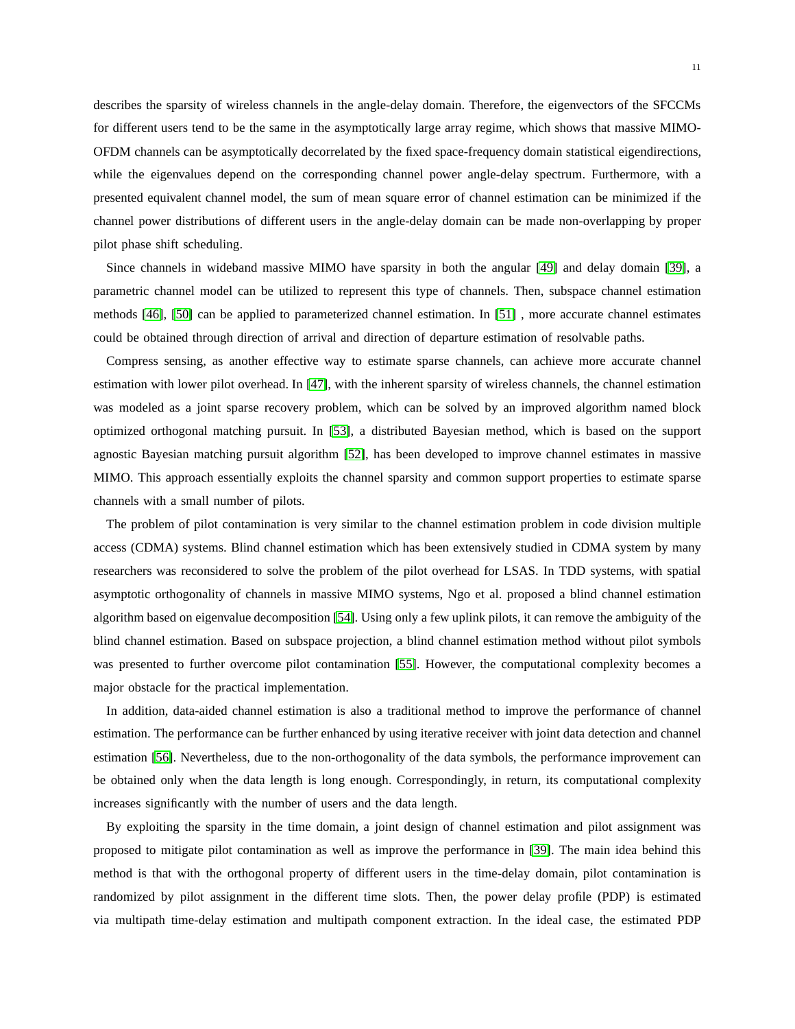describes the sparsity of wireless channels in the angle-delay domain. Therefore, the eigenvectors of the SFCCMs for different users tend to be the same in the asymptotically large array regime, which shows that massive MIMO-OFDM channels can be asymptotically decorrelated by the fixed space-frequency domain statistical eigendirections, while the eigenvalues depend on the corresponding channel power angle-delay spectrum. Furthermore, with a presented equivalent channel model, the sum of mean square error of channel estimation can be minimized if the channel power distributions of different users in the angle-delay domain can be made non-overlapping by proper pilot phase shift scheduling.

Since channels in wideband massive MIMO have sparsity in both the angular [49] and delay domain [39], a parametric channel model can be utilized to represent this type of channels. Then, subspace channel estimation methods [46], [50] can be applied to parameterized channel estimation. In [51] , more accurate channel estimates could be obtained through direction of arrival and direction of departure estimation of resolvable paths.

Compress sensing, as another effective way to estimate sparse channels, can achieve more accurate channel estimation with lower pilot overhead. In [47], with the inherent sparsity of wireless channels, the channel estimation was modeled as a joint sparse recovery problem, which can be solved by an improved algorithm named block optimized orthogonal matching pursuit. In [53], a distributed Bayesian method, which is based on the support agnostic Bayesian matching pursuit algorithm [52], has been developed to improve channel estimates in massive MIMO. This approach essentially exploits the channel sparsity and common support properties to estimate sparse channels with a small number of pilots.

The problem of pilot contamination is very similar to the channel estimation problem in code division multiple access (CDMA) systems. Blind channel estimation which has been extensively studied in CDMA system by many researchers was reconsidered to solve the problem of the pilot overhead for LSAS. In TDD systems, with spatial asymptotic orthogonality of channels in massive MIMO systems, Ngo et al. proposed a blind channel estimation algorithm based on eigenvalue decomposition [54]. Using only a few uplink pilots, it can remove the ambiguity of the blind channel estimation. Based on subspace projection, a blind channel estimation method without pilot symbols was presented to further overcome pilot contamination [55]. However, the computational complexity becomes a major obstacle for the practical implementation.

In addition, data-aided channel estimation is also a traditional method to improve the performance of channel estimation. The performance can be further enhanced by using iterative receiver with joint data detection and channel estimation [56]. Nevertheless, due to the non-orthogonality of the data symbols, the performance improvement can be obtained only when the data length is long enough. Correspondingly, in return, its computational complexity increases significantly with the number of users and the data length.

By exploiting the sparsity in the time domain, a joint design of channel estimation and pilot assignment was proposed to mitigate pilot contamination as well as improve the performance in [39]. The main idea behind this method is that with the orthogonal property of different users in the time-delay domain, pilot contamination is randomized by pilot assignment in the different time slots. Then, the power delay profile (PDP) is estimated via multipath time-delay estimation and multipath component extraction. In the ideal case, the estimated PDP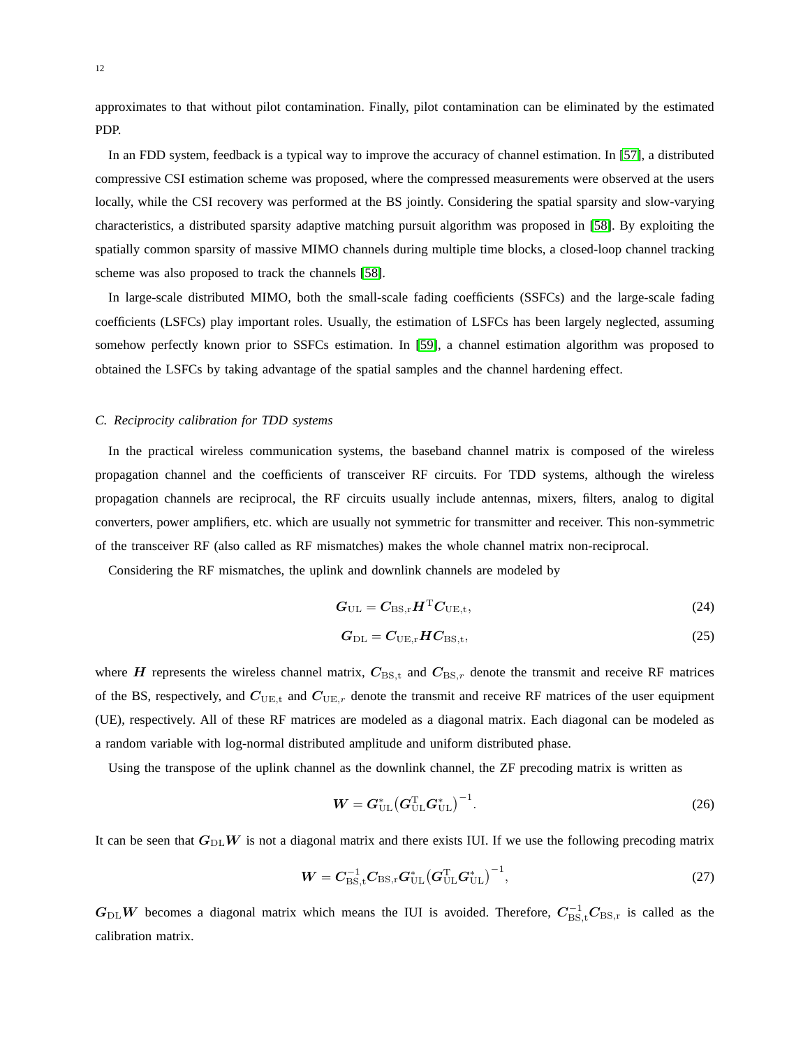approximates to that without pilot contamination. Finally, pilot contamination can be eliminated by the estimated PDP.

In an FDD system, feedback is a typical way to improve the accuracy of channel estimation. In [57], a distributed compressive CSI estimation scheme was proposed, where the compressed measurements were observed at the users locally, while the CSI recovery was performed at the BS jointly. Considering the spatial sparsity and slow-varying characteristics, a distributed sparsity adaptive matching pursuit algorithm was proposed in [58]. By exploiting the spatially common sparsity of massive MIMO channels during multiple time blocks, a closed-loop channel tracking scheme was also proposed to track the channels [58].

In large-scale distributed MIMO, both the small-scale fading coefficients (SSFCs) and the large-scale fading coefficients (LSFCs) play important roles. Usually, the estimation of LSFCs has been largely neglected, assuming somehow perfectly known prior to SSFCs estimation. In [59], a channel estimation algorithm was proposed to obtained the LSFCs by taking advantage of the spatial samples and the channel hardening effect.

### C. Reciprocity calibration for TDD systems

In the practical wireless communication systems, the baseband channel matrix is composed of the wireless propagation channel and the coefficients of transceiver RF circuits. For TDD systems, although the wireless propagation channels are reciprocal, the RF circuits usually include antennas, mixers, filters, analog to digital converters, power amplifiers, etc. which are usually not symmetric for transmitter and receiver. This non-symmetric of the transceiver RF (also called as RF mismatches) makes the whole channel matrix non-reciprocal.

Considering the RF mismatches, the uplink and downlink channels are modeled by

$$\boldsymbol{G}_{\mathrm{UL}} = \boldsymbol{C}_{\mathrm{BS,r}} \boldsymbol{H}^{\mathrm{T}} \boldsymbol{C}_{\mathrm{UE,t}}, \tag{24}$$

$$\boldsymbol{G}_{\mathrm{DL}} = \boldsymbol{C}_{\mathrm{UE,r}} \boldsymbol{H} \boldsymbol{C}_{\mathrm{BS,t}}, \tag{25}$$

where $\boldsymbol{H}$ represents the wireless channel matrix, $\boldsymbol{C}_{\mathrm{BS,t}}$ and $\boldsymbol{C}_{\mathrm{BS},r}$ denote the transmit and receive RF matrices of the BS, respectively, and $\boldsymbol{C}_{\mathrm{UE,t}}$ and $\boldsymbol{C}_{\mathrm{UE},r}$ denote the transmit and receive RF matrices of the user equipment (UE), respectively. All of these RF matrices are modeled as a diagonal matrix. Each diagonal can be modeled as a random variable with log-normal distributed amplitude and uniform distributed phase.

Using the transpose of the uplink channel as the downlink channel, the ZF precoding matrix is written as

$$\boldsymbol{W} = \boldsymbol{G}_{\mathrm{UL}}^{*} \big( \boldsymbol{G}_{\mathrm{UL}}^{\mathrm{T}} \boldsymbol{G}_{\mathrm{UL}}^{*} \big)^{-1}. \tag{26}$$

It can be seen that $\boldsymbol{G}_{\mathrm{DL}} \boldsymbol{W}$ is not a diagonal matrix and there exists IUI. If we use the following precoding matrix

$$\boldsymbol{W} = \boldsymbol{C}_{\mathrm{BS,t}}^{-1} \boldsymbol{C}_{\mathrm{BS,r}} \boldsymbol{G}_{\mathrm{UL}}^{*} \big( \boldsymbol{G}_{\mathrm{UL}}^{\mathrm{T}} \boldsymbol{G}_{\mathrm{UL}}^{*} \big)^{-1}, \tag{27}$$

$\boldsymbol{G}_{\mathrm{DL}} \boldsymbol{W}$ becomes a diagonal matrix which means the IUI is avoided. Therefore, $\boldsymbol{C}_{\mathrm{BS,t}}^{-1} \boldsymbol{C}_{\mathrm{BS,r}}$ is called as the calibration matrix.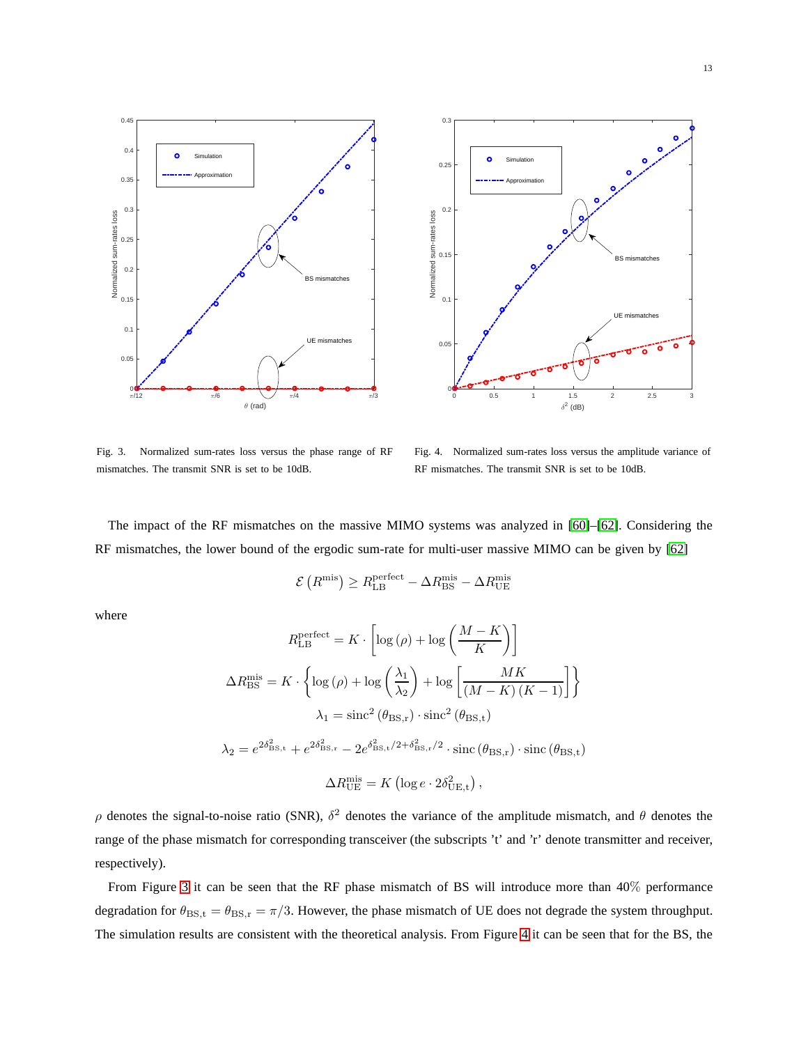Fig. 3. Normalized sum-rates loss versus the phase range of RF mismatches. The transmit SNR is set to be 10dB.

Fig. 4. Normalized sum-rates loss versus the amplitude variance of RF mismatches. The transmit SNR is set to be 10dB.

The impact of the RF mismatches on the massive MIMO systems was analyzed in [60]–[62]. Considering the RF mismatches, the lower bound of the ergodic sum-rate for multi-user massive MIMO can be given by [62]

$$\mathcal{E}\left(R^{\text{mis}}\right) \geq R_{\text{LB}}^{\text{perfect}} - \Delta R_{\text{BS}}^{\text{mis}} - \Delta R_{\text{UE}}^{\text{mis}}$$

where

$$R_{\text{LB}}^{\text{perfect}} = K \cdot \left[\log\left(\rho\right) + \log\left(\frac{M-K}{K}\right)\right]$$

$$\Delta R_{\text{BS}}^{\text{mis}} = K \cdot \left\{\log\left(\rho\right) + \log\left(\frac{\lambda_1}{\lambda_2}\right) + \log\left[\frac{MK}{\left(M-K\right)\left(K-1\right)}\right]\right\}$$

$$\lambda_1 = \text{sinc}^2\left(\theta_{\text{BS,r}}\right) \cdot \text{sinc}^2\left(\theta_{\text{BS,t}}\right)$$

$$\lambda_2 = e^{2\delta_{\text{BS,t}}^2} + e^{2\delta_{\text{BS,r}}^2} - 2e^{\delta_{\text{BS,t}}^2/2+\delta_{\text{BS,r}}^2/2} \cdot \text{sinc}\left(\theta_{\text{BS,r}}\right) \cdot \text{sinc}\left(\theta_{\text{BS,t}}\right)$$

$$\Delta R_{\text{UE}}^{\text{mis}} = K\left(\log e \cdot 2\delta_{\text{UE,t}}^2\right),$$

$\rho$ denotes the signal-to-noise ratio (SNR), $\delta^2$ denotes the variance of the amplitude mismatch, and $\theta$ denotes the range of the phase mismatch for corresponding transceiver (the subscripts 't' and 'r' denote transmitter and receiver, respectively).

From Figure 3 it can be seen that the RF phase mismatch of BS will introduce more than 40% performance degradation for $\theta_{\text{BS,t}} = \theta_{\text{BS,r}} = \pi/3$. However, the phase mismatch of UE does not degrade the system throughput. The simulation results are consistent with the theoretical analysis. From Figure 4 it can be seen that for the BS, the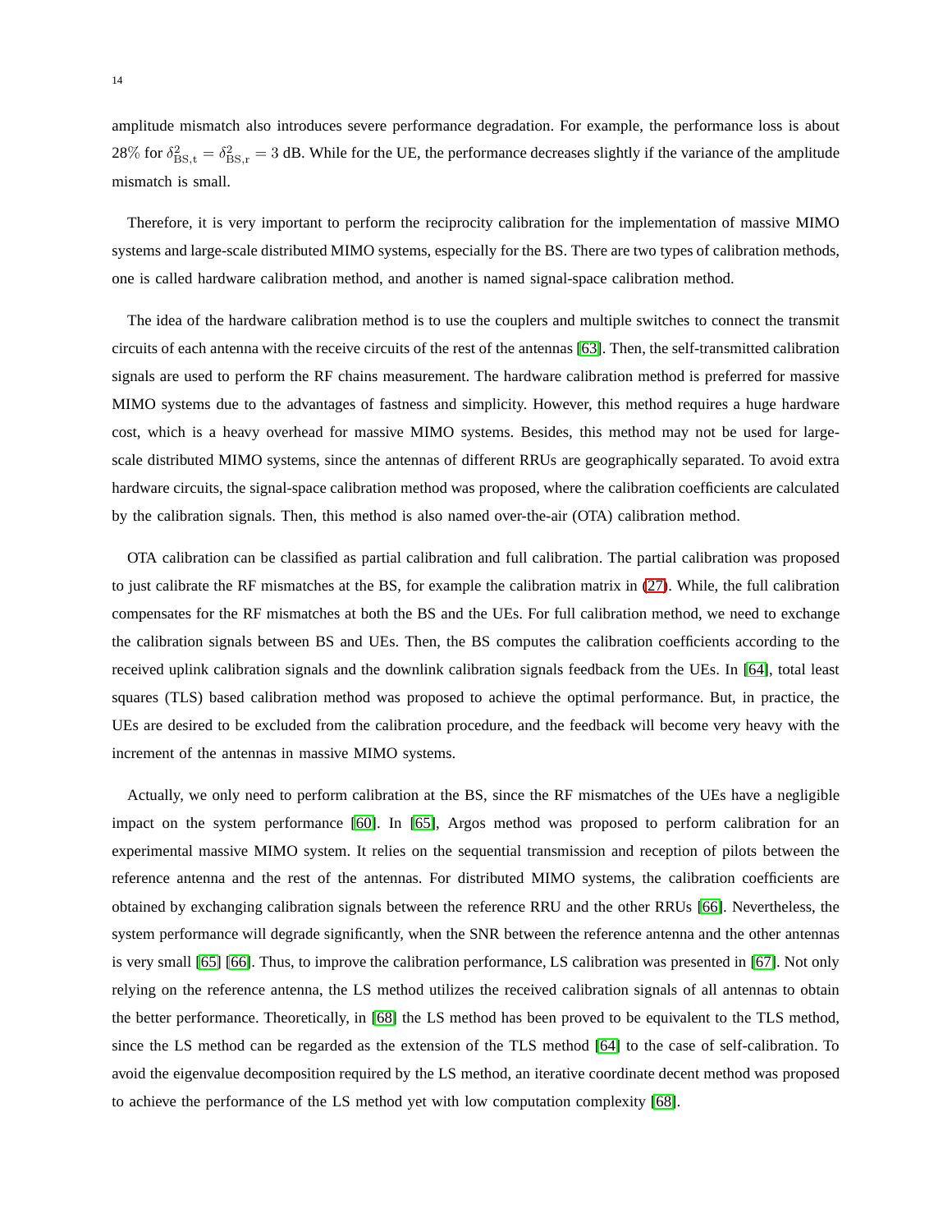amplitude mismatch also introduces severe performance degradation. For example, the performance loss is about $28\%$ for $\delta^2_{\mathrm{BS,t}} = \delta^2_{\mathrm{BS,r}} = 3$ dB. While for the UE, the performance decreases slightly if the variance of the amplitude mismatch is small.

Therefore, it is very important to perform the reciprocity calibration for the implementation of massive MIMO systems and large-scale distributed MIMO systems, especially for the BS. There are two types of calibration methods, one is called hardware calibration method, and another is named signal-space calibration method.

The idea of the hardware calibration method is to use the couplers and multiple switches to connect the transmit circuits of each antenna with the receive circuits of the rest of the antennas [63]. Then, the self-transmitted calibration signals are used to perform the RF chains measurement. The hardware calibration method is preferred for massive MIMO systems due to the advantages of fastness and simplicity. However, this method requires a huge hardware cost, which is a heavy overhead for massive MIMO systems. Besides, this method may not be used for large-scale distributed MIMO systems, since the antennas of different RRUs are geographically separated. To avoid extra hardware circuits, the signal-space calibration method was proposed, where the calibration coefficients are calculated by the calibration signals. Then, this method is also named over-the-air (OTA) calibration method.

OTA calibration can be classified as partial calibration and full calibration. The partial calibration was proposed to just calibrate the RF mismatches at the BS, for example the calibration matrix in (27). While, the full calibration compensates for the RF mismatches at both the BS and the UEs. For full calibration method, we need to exchange the calibration signals between BS and UEs. Then, the BS computes the calibration coefficients according to the received uplink calibration signals and the downlink calibration signals feedback from the UEs. In [64], total least squares (TLS) based calibration method was proposed to achieve the optimal performance. But, in practice, the UEs are desired to be excluded from the calibration procedure, and the feedback will become very heavy with the increment of the antennas in massive MIMO systems.

Actually, we only need to perform calibration at the BS, since the RF mismatches of the UEs have a negligible impact on the system performance [60]. In [65], Argos method was proposed to perform calibration for an experimental massive MIMO system. It relies on the sequential transmission and reception of pilots between the reference antenna and the rest of the antennas. For distributed MIMO systems, the calibration coefficients are obtained by exchanging calibration signals between the reference RRU and the other RRUs [66]. Nevertheless, the system performance will degrade significantly, when the SNR between the reference antenna and the other antennas is very small [65] [66]. Thus, to improve the calibration performance, LS calibration was presented in [67]. Not only relying on the reference antenna, the LS method utilizes the received calibration signals of all antennas to obtain the better performance. Theoretically, in [68] the LS method has been proved to be equivalent to the TLS method, since the LS method can be regarded as the extension of the TLS method [64] to the case of self-calibration. To avoid the eigenvalue decomposition required by the LS method, an iterative coordinate decent method was proposed to achieve the performance of the LS method yet with low computation complexity [68].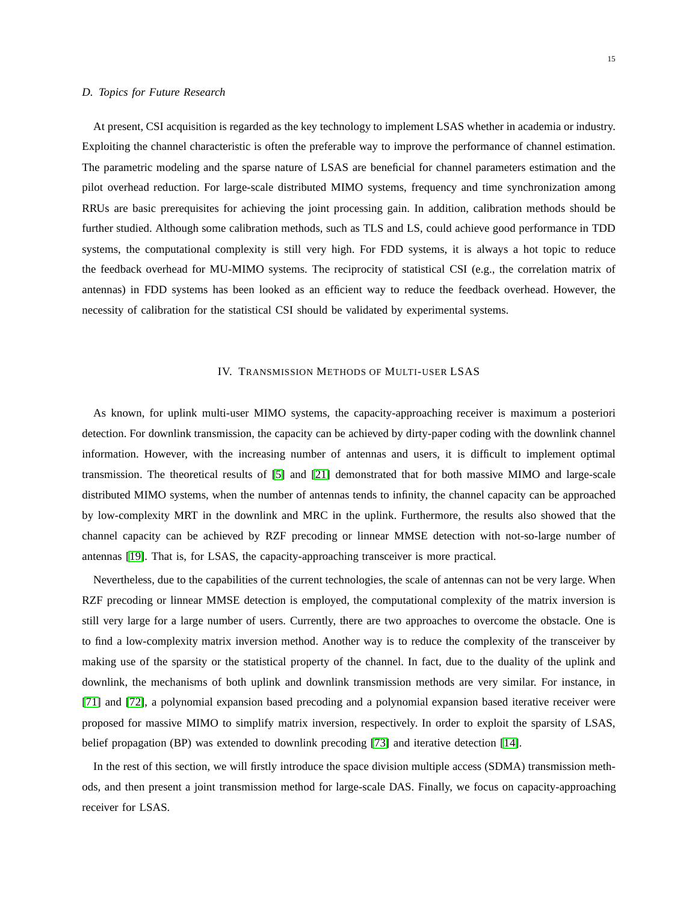### D. Topics for Future Research

At present, CSI acquisition is regarded as the key technology to implement LSAS whether in academia or industry. Exploiting the channel characteristic is often the preferable way to improve the performance of channel estimation. The parametric modeling and the sparse nature of LSAS are beneficial for channel parameters estimation and the pilot overhead reduction. For large-scale distributed MIMO systems, frequency and time synchronization among RRUs are basic prerequisites for achieving the joint processing gain. In addition, calibration methods should be further studied. Although some calibration methods, such as TLS and LS, could achieve good performance in TDD systems, the computational complexity is still very high. For FDD systems, it is always a hot topic to reduce the feedback overhead for MU-MIMO systems. The reciprocity of statistical CSI (e.g., the correlation matrix of antennas) in FDD systems has been looked as an efficient way to reduce the feedback overhead. However, the necessity of calibration for the statistical CSI should be validated by experimental systems.

## IV. Transmission Methods of Multi-user LSAS

As known, for uplink multi-user MIMO systems, the capacity-approaching receiver is maximum a posteriori detection. For downlink transmission, the capacity can be achieved by dirty-paper coding with the downlink channel information. However, with the increasing number of antennas and users, it is difficult to implement optimal transmission. The theoretical results of [5] and [21] demonstrated that for both massive MIMO and large-scale distributed MIMO systems, when the number of antennas tends to infinity, the channel capacity can be approached by low-complexity MRT in the downlink and MRC in the uplink. Furthermore, the results also showed that the channel capacity can be achieved by RZF precoding or linnear MMSE detection with not-so-large number of antennas [19]. That is, for LSAS, the capacity-approaching transceiver is more practical.

Nevertheless, due to the capabilities of the current technologies, the scale of antennas can not be very large. When RZF precoding or linnear MMSE detection is employed, the computational complexity of the matrix inversion is still very large for a large number of users. Currently, there are two approaches to overcome the obstacle. One is to find a low-complexity matrix inversion method. Another way is to reduce the complexity of the transceiver by making use of the sparsity or the statistical property of the channel. In fact, due to the duality of the uplink and downlink, the mechanisms of both uplink and downlink transmission methods are very similar. For instance, in [71] and [72], a polynomial expansion based precoding and a polynomial expansion based iterative receiver were proposed for massive MIMO to simplify matrix inversion, respectively. In order to exploit the sparsity of LSAS, belief propagation (BP) was extended to downlink precoding [73] and iterative detection [14].

In the rest of this section, we will firstly introduce the space division multiple access (SDMA) transmission methods, and then present a joint transmission method for large-scale DAS. Finally, we focus on capacity-approaching receiver for LSAS.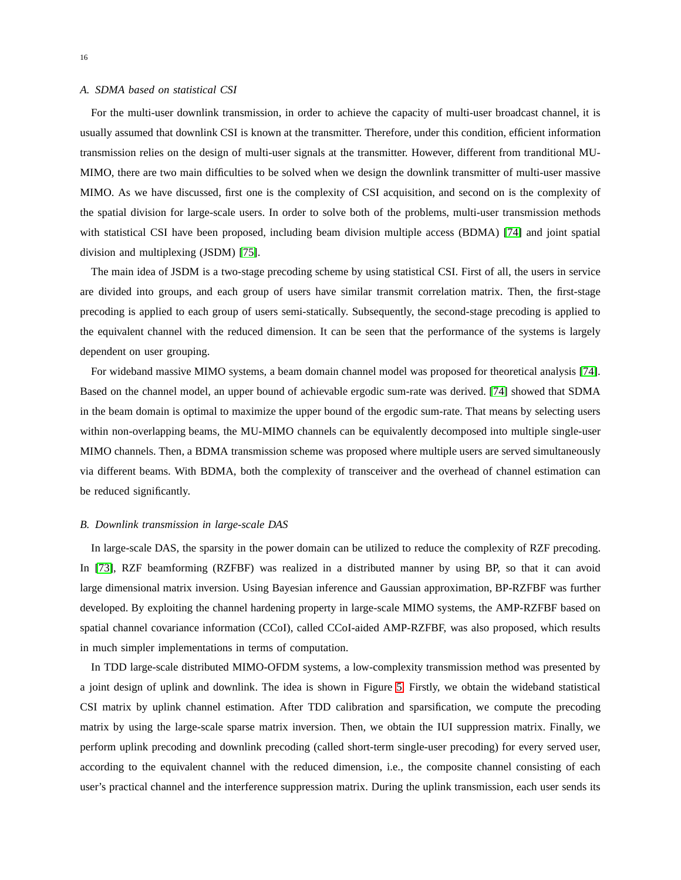### A. SDMA based on statistical CSI

For the multi-user downlink transmission, in order to achieve the capacity of multi-user broadcast channel, it is usually assumed that downlink CSI is known at the transmitter. Therefore, under this condition, efficient information transmission relies on the design of multi-user signals at the transmitter. However, different from tranditional MU-MIMO, there are two main difficulties to be solved when we design the downlink transmitter of multi-user massive MIMO. As we have discussed, first one is the complexity of CSI acquisition, and second on is the complexity of the spatial division for large-scale users. In order to solve both of the problems, multi-user transmission methods with statistical CSI have been proposed, including beam division multiple access (BDMA) [74] and joint spatial division and multiplexing (JSDM) [75].

The main idea of JSDM is a two-stage precoding scheme by using statistical CSI. First of all, the users in service are divided into groups, and each group of users have similar transmit correlation matrix. Then, the first-stage precoding is applied to each group of users semi-statically. Subsequently, the second-stage precoding is applied to the equivalent channel with the reduced dimension. It can be seen that the performance of the systems is largely dependent on user grouping.

For wideband massive MIMO systems, a beam domain channel model was proposed for theoretical analysis [74]. Based on the channel model, an upper bound of achievable ergodic sum-rate was derived. [74] showed that SDMA in the beam domain is optimal to maximize the upper bound of the ergodic sum-rate. That means by selecting users within non-overlapping beams, the MU-MIMO channels can be equivalently decomposed into multiple single-user MIMO channels. Then, a BDMA transmission scheme was proposed where multiple users are served simultaneously via different beams. With BDMA, both the complexity of transceiver and the overhead of channel estimation can be reduced significantly.

### B. Downlink transmission in large-scale DAS

In large-scale DAS, the sparsity in the power domain can be utilized to reduce the complexity of RZF precoding. In [73], RZF beamforming (RZFBF) was realized in a distributed manner by using BP, so that it can avoid large dimensional matrix inversion. Using Bayesian inference and Gaussian approximation, BP-RZFBF was further developed. By exploiting the channel hardening property in large-scale MIMO systems, the AMP-RZFBF based on spatial channel covariance information (CCoI), called CCoI-aided AMP-RZFBF, was also proposed, which results in much simpler implementations in terms of computation.

In TDD large-scale distributed MIMO-OFDM systems, a low-complexity transmission method was presented by a joint design of uplink and downlink. The idea is shown in Figure 5. Firstly, we obtain the wideband statistical CSI matrix by uplink channel estimation. After TDD calibration and sparsification, we compute the precoding matrix by using the large-scale sparse matrix inversion. Then, we obtain the IUI suppression matrix. Finally, we perform uplink precoding and downlink precoding (called short-term single-user precoding) for every served user, according to the equivalent channel with the reduced dimension, i.e., the composite channel consisting of each user's practical channel and the interference suppression matrix. During the uplink transmission, each user sends its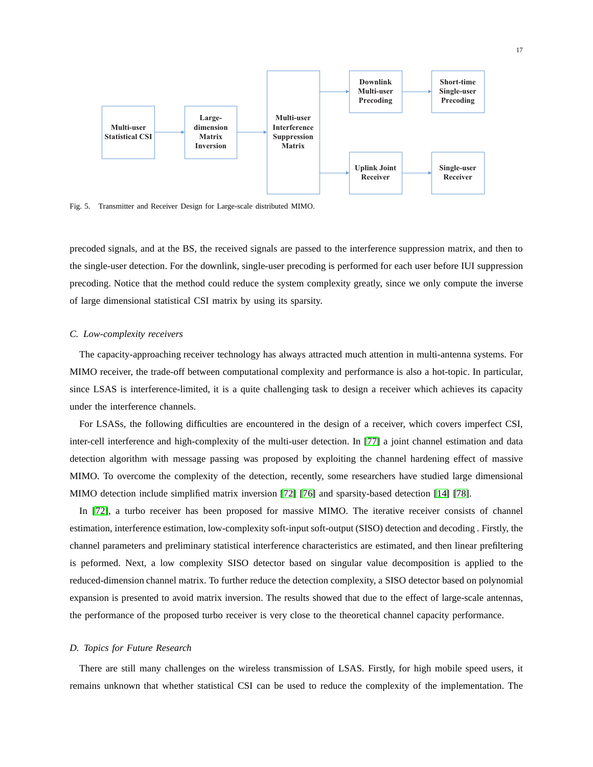Fig. 5. Transmitter and Receiver Design for Large-scale distributed MIMO.

precoded signals, and at the BS, the received signals are passed to the interference suppression matrix, and then to the single-user detection. For the downlink, single-user precoding is performed for each user before IUI suppression precoding. Notice that the method could reduce the system complexity greatly, since we only compute the inverse of large dimensional statistical CSI matrix by using its sparsity.

### *C. Low-complexity receivers*

The capacity-approaching receiver technology has always attracted much attention in multi-antenna systems. For MIMO receiver, the trade-off between computational complexity and performance is also a hot-topic. In particular, since LSAS is interference-limited, it is a quite challenging task to design a receiver which achieves its capacity under the interference channels.

For LSASs, the following difficulties are encountered in the design of a receiver, which covers imperfect CSI, inter-cell interference and high-complexity of the multi-user detection. In [77] a joint channel estimation and data detection algorithm with message passing was proposed by exploiting the channel hardening effect of massive MIMO. To overcome the complexity of the detection, recently, some researchers have studied large dimensional MIMO detection include simplified matrix inversion [72] [76] and sparsity-based detection [14] [78].

In [72], a turbo receiver has been proposed for massive MIMO. The iterative receiver consists of channel estimation, interference estimation, low-complexity soft-input soft-output (SISO) detection and decoding . Firstly, the channel parameters and preliminary statistical interference characteristics are estimated, and then linear prefiltering is peformed. Next, a low complexity SISO detector based on singular value decomposition is applied to the reduced-dimension channel matrix. To further reduce the detection complexity, a SISO detector based on polynomial expansion is presented to avoid matrix inversion. The results showed that due to the effect of large-scale antennas, the performance of the proposed turbo receiver is very close to the theoretical channel capacity performance.

### *D. Topics for Future Research*

There are still many challenges on the wireless transmission of LSAS. Firstly, for high mobile speed users, it remains unknown that whether statistical CSI can be used to reduce the complexity of the implementation. The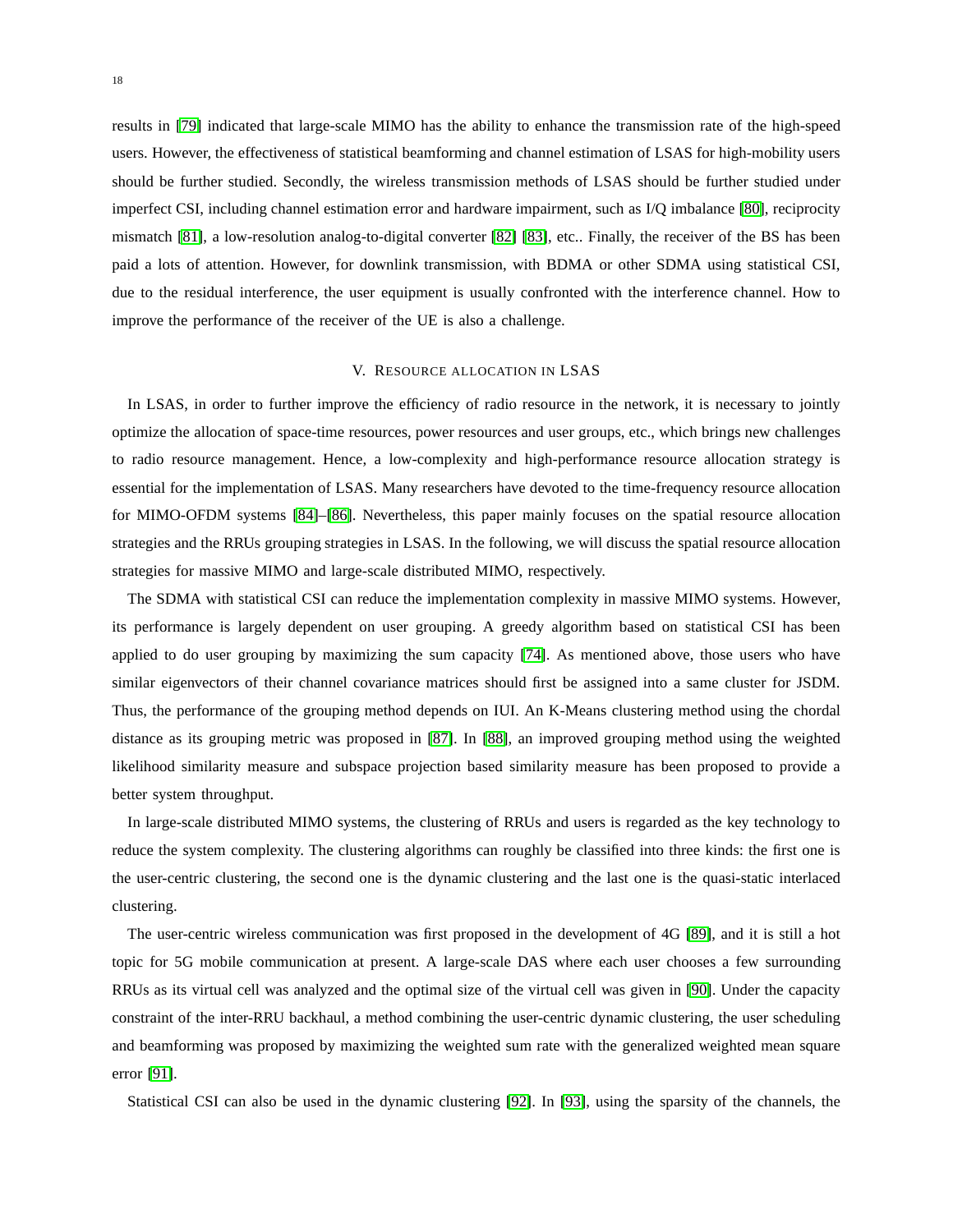results in [79] indicated that large-scale MIMO has the ability to enhance the transmission rate of the high-speed users. However, the effectiveness of statistical beamforming and channel estimation of LSAS for high-mobility users should be further studied. Secondly, the wireless transmission methods of LSAS should be further studied under imperfect CSI, including channel estimation error and hardware impairment, such as I/Q imbalance [80], reciprocity mismatch [81], a low-resolution analog-to-digital converter [82] [83], etc.. Finally, the receiver of the BS has been paid a lots of attention. However, for downlink transmission, with BDMA or other SDMA using statistical CSI, due to the residual interference, the user equipment is usually confronted with the interference channel. How to improve the performance of the receiver of the UE is also a challenge.

## V. Resource allocation in LSAS

In LSAS, in order to further improve the efficiency of radio resource in the network, it is necessary to jointly optimize the allocation of space-time resources, power resources and user groups, etc., which brings new challenges to radio resource management. Hence, a low-complexity and high-performance resource allocation strategy is essential for the implementation of LSAS. Many researchers have devoted to the time-frequency resource allocation for MIMO-OFDM systems [84]–[86]. Nevertheless, this paper mainly focuses on the spatial resource allocation strategies and the RRUs grouping strategies in LSAS. In the following, we will discuss the spatial resource allocation strategies for massive MIMO and large-scale distributed MIMO, respectively.

The SDMA with statistical CSI can reduce the implementation complexity in massive MIMO systems. However, its performance is largely dependent on user grouping. A greedy algorithm based on statistical CSI has been applied to do user grouping by maximizing the sum capacity [74]. As mentioned above, those users who have similar eigenvectors of their channel covariance matrices should first be assigned into a same cluster for JSDM. Thus, the performance of the grouping method depends on IUI. An K-Means clustering method using the chordal distance as its grouping metric was proposed in [87]. In [88], an improved grouping method using the weighted likelihood similarity measure and subspace projection based similarity measure has been proposed to provide a better system throughput.

In large-scale distributed MIMO systems, the clustering of RRUs and users is regarded as the key technology to reduce the system complexity. The clustering algorithms can roughly be classified into three kinds: the first one is the user-centric clustering, the second one is the dynamic clustering and the last one is the quasi-static interlaced clustering.

The user-centric wireless communication was first proposed in the development of 4G [89], and it is still a hot topic for 5G mobile communication at present. A large-scale DAS where each user chooses a few surrounding RRUs as its virtual cell was analyzed and the optimal size of the virtual cell was given in [90]. Under the capacity constraint of the inter-RRU backhaul, a method combining the user-centric dynamic clustering, the user scheduling and beamforming was proposed by maximizing the weighted sum rate with the generalized weighted mean square error [91].

Statistical CSI can also be used in the dynamic clustering [92]. In [93], using the sparsity of the channels, the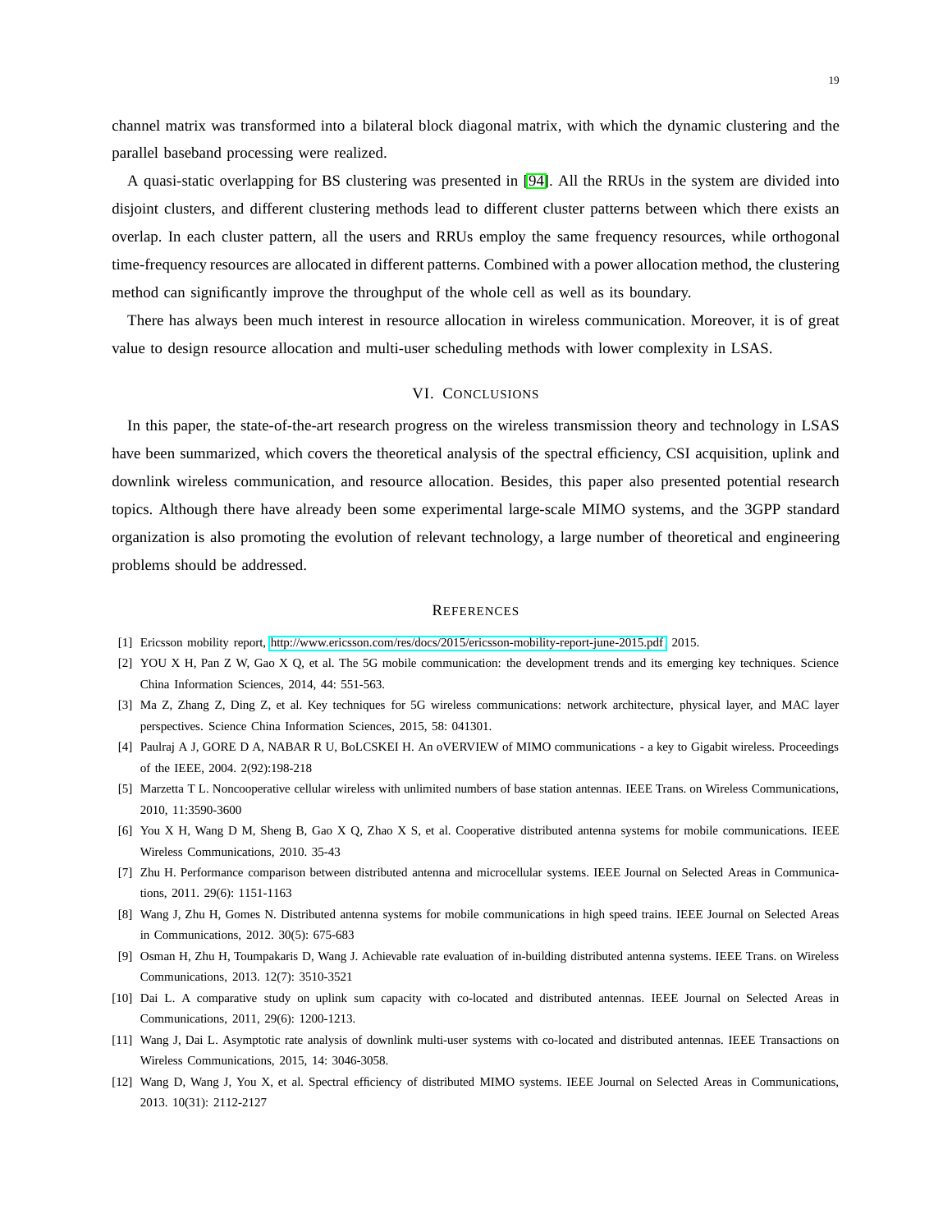channel matrix was transformed into a bilateral block diagonal matrix, with which the dynamic clustering and the parallel baseband processing were realized.

A quasi-static overlapping for BS clustering was presented in [94]. All the RRUs in the system are divided into disjoint clusters, and different clustering methods lead to different cluster patterns between which there exists an overlap. In each cluster pattern, all the users and RRUs employ the same frequency resources, while orthogonal time-frequency resources are allocated in different patterns. Combined with a power allocation method, the clustering method can significantly improve the throughput of the whole cell as well as its boundary.

There has always been much interest in resource allocation in wireless communication. Moreover, it is of great value to design resource allocation and multi-user scheduling methods with lower complexity in LSAS.

## VI. Conclusions

In this paper, the state-of-the-art research progress on the wireless transmission theory and technology in LSAS have been summarized, which covers the theoretical analysis of the spectral efficiency, CSI acquisition, uplink and downlink wireless communication, and resource allocation. Besides, this paper also presented potential research topics. Although there have already been some experimental large-scale MIMO systems, and the 3GPP standard organization is also promoting the evolution of relevant technology, a large number of theoretical and engineering problems should be addressed.

## References

[1] Ericsson mobility report, http://www.ericsson.com/res/docs/2015/ericsson-mobility-report-june-2015.pdf, 2015.

[2] YOU X H, Pan Z W, Gao X Q, et al. The 5G mobile communication: the development trends and its emerging key techniques. Science China Information Sciences, 2014, 44: 551-563.

[3] Ma Z, Zhang Z, Ding Z, et al. Key techniques for 5G wireless communications: network architecture, physical layer, and MAC layer perspectives. Science China Information Sciences, 2015, 58: 041301.

[4] Paulraj A J, GORE D A, NABAR R U, BoLCSKEI H. An oVERVIEW of MIMO communications - a key to Gigabit wireless. Proceedings of the IEEE, 2004. 2(92):198-218

[5] Marzetta T L. Noncooperative cellular wireless with unlimited numbers of base station antennas. IEEE Trans. on Wireless Communications, 2010, 11:3590-3600

[6] You X H, Wang D M, Sheng B, Gao X Q, Zhao X S, et al. Cooperative distributed antenna systems for mobile communications. IEEE Wireless Communications, 2010. 35-43

[7] Zhu H. Performance comparison between distributed antenna and microcellular systems. IEEE Journal on Selected Areas in Communications, 2011. 29(6): 1151-1163

[8] Wang J, Zhu H, Gomes N. Distributed antenna systems for mobile communications in high speed trains. IEEE Journal on Selected Areas in Communications, 2012. 30(5): 675-683

[9] Osman H, Zhu H, Toumpakaris D, Wang J. Achievable rate evaluation of in-building distributed antenna systems. IEEE Trans. on Wireless Communications, 2013. 12(7): 3510-3521

[10] Dai L. A comparative study on uplink sum capacity with co-located and distributed antennas. IEEE Journal on Selected Areas in Communications, 2011, 29(6): 1200-1213.

[11] Wang J, Dai L. Asymptotic rate analysis of downlink multi-user systems with co-located and distributed antennas. IEEE Transactions on Wireless Communications, 2015, 14: 3046-3058.

[12] Wang D, Wang J, You X, et al. Spectral efficiency of distributed MIMO systems. IEEE Journal on Selected Areas in Communications, 2013. 10(31): 2112-2127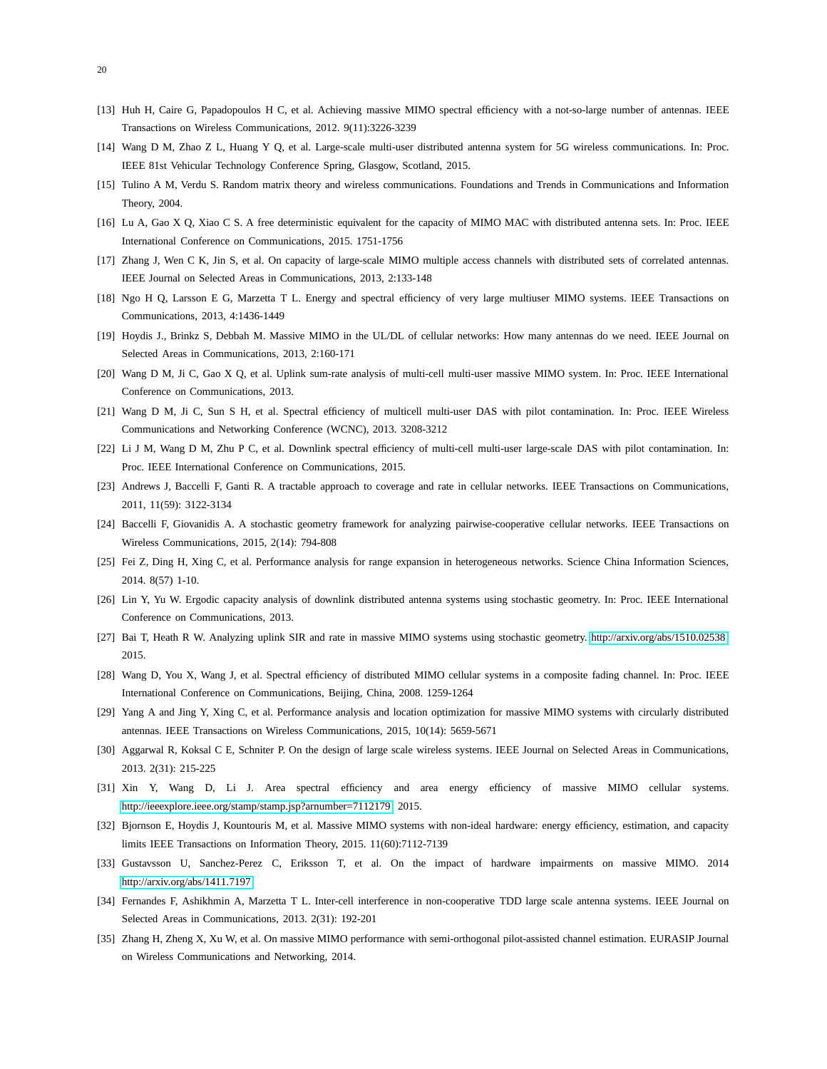[13] Huh H, Caire G, Papadopoulos H C, et al. Achieving massive MIMO spectral efficiency with a not-so-large number of antennas. IEEE Transactions on Wireless Communications, 2012. 9(11):3226-3239

[14] Wang D M, Zhao Z L, Huang Y Q, et al. Large-scale multi-user distributed antenna system for 5G wireless communications. In: Proc. IEEE 81st Vehicular Technology Conference Spring, Glasgow, Scotland, 2015.

[15] Tulino A M, Verdu S. Random matrix theory and wireless communications. Foundations and Trends in Communications and Information Theory, 2004.

[16] Lu A, Gao X Q, Xiao C S. A free deterministic equivalent for the capacity of MIMO MAC with distributed antenna sets. In: Proc. IEEE International Conference on Communications, 2015. 1751-1756

[17] Zhang J, Wen C K, Jin S, et al. On capacity of large-scale MIMO multiple access channels with distributed sets of correlated antennas. IEEE Journal on Selected Areas in Communications, 2013, 2:133-148

[18] Ngo H Q, Larsson E G, Marzetta T L. Energy and spectral efficiency of very large multiuser MIMO systems. IEEE Transactions on Communications, 2013, 4:1436-1449

[19] Hoydis J., Brinkz S, Debbah M. Massive MIMO in the UL/DL of cellular networks: How many antennas do we need. IEEE Journal on Selected Areas in Communications, 2013, 2:160-171

[20] Wang D M, Ji C, Gao X Q, et al. Uplink sum-rate analysis of multi-cell multi-user massive MIMO system. In: Proc. IEEE International Conference on Communications, 2013.

[21] Wang D M, Ji C, Sun S H, et al. Spectral efficiency of multicell multi-user DAS with pilot contamination. In: Proc. IEEE Wireless Communications and Networking Conference (WCNC), 2013. 3208-3212

[22] Li J M, Wang D M, Zhu P C, et al. Downlink spectral efficiency of multi-cell multi-user large-scale DAS with pilot contamination. In: Proc. IEEE International Conference on Communications, 2015.

[23] Andrews J, Baccelli F, Ganti R. A tractable approach to coverage and rate in cellular networks. IEEE Transactions on Communications, 2011, 11(59): 3122-3134

[24] Baccelli F, Giovanidis A. A stochastic geometry framework for analyzing pairwise-cooperative cellular networks. IEEE Transactions on Wireless Communications, 2015, 2(14): 794-808

[25] Fei Z, Ding H, Xing C, et al. Performance analysis for range expansion in heterogeneous networks. Science China Information Sciences, 2014. 8(57) 1-10.

[26] Lin Y, Yu W. Ergodic capacity analysis of downlink distributed antenna systems using stochastic geometry. In: Proc. IEEE International Conference on Communications, 2013.

[27] Bai T, Heath R W. Analyzing uplink SIR and rate in massive MIMO systems using stochastic geometry. http://arxiv.org/abs/1510.02538 2015.

[28] Wang D, You X, Wang J, et al. Spectral efficiency of distributed MIMO cellular systems in a composite fading channel. In: Proc. IEEE International Conference on Communications, Beijing, China, 2008. 1259-1264

[29] Yang A and Jing Y, Xing C, et al. Performance analysis and location optimization for massive MIMO systems with circularly distributed antennas. IEEE Transactions on Wireless Communications, 2015, 10(14): 5659-5671

[30] Aggarwal R, Koksal C E, Schniter P. On the design of large scale wireless systems. IEEE Journal on Selected Areas in Communications, 2013. 2(31): 215-225

[31] Xin Y, Wang D, Li J. Area spectral efficiency and area energy efficiency of massive MIMO cellular systems. http://ieeexplore.ieee.org/stamp/stamp.jsp?arnumber=7112179 2015.

[32] Bjornson E, Hoydis J, Kountouris M, et al. Massive MIMO systems with non-ideal hardware: energy efficiency, estimation, and capacity limits IEEE Transactions on Information Theory, 2015. 11(60):7112-7139

[33] Gustavsson U, Sanchez-Perez C, Eriksson T, et al. On the impact of hardware impairments on massive MIMO. 2014 http://arxiv.org/abs/1411.7197

[34] Fernandes F, Ashikhmin A, Marzetta T L. Inter-cell interference in non-cooperative TDD large scale antenna systems. IEEE Journal on Selected Areas in Communications, 2013. 2(31): 192-201

[35] Zhang H, Zheng X, Xu W, et al. On massive MIMO performance with semi-orthogonal pilot-assisted channel estimation. EURASIP Journal on Wireless Communications and Networking, 2014.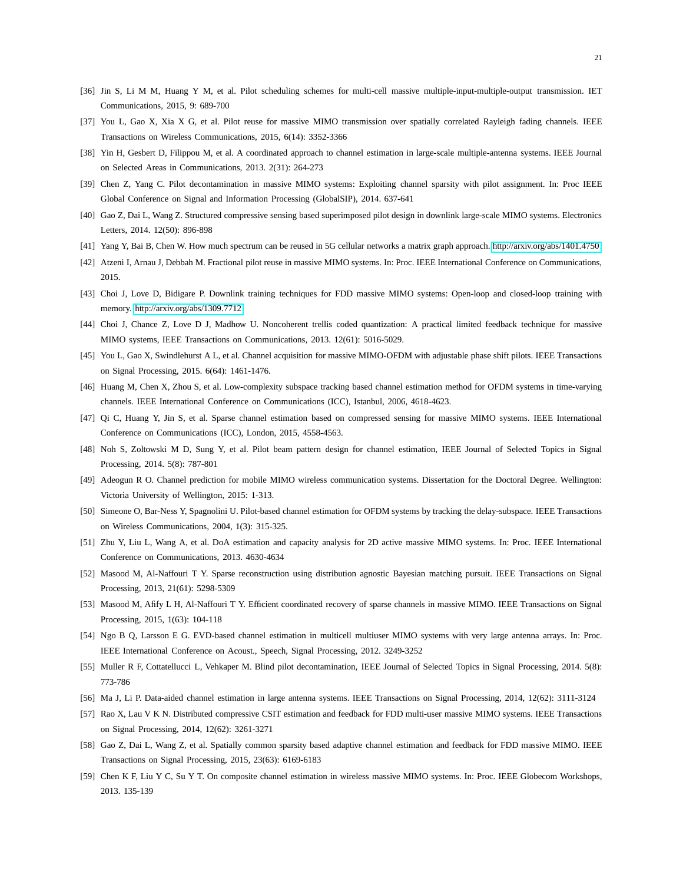[36] Jin S, Li M M, Huang Y M, et al. Pilot scheduling schemes for multi-cell massive multiple-input-multiple-output transmission. IET Communications, 2015, 9: 689-700

[37] You L, Gao X, Xia X G, et al. Pilot reuse for massive MIMO transmission over spatially correlated Rayleigh fading channels. IEEE Transactions on Wireless Communications, 2015, 6(14): 3352-3366

[38] Yin H, Gesbert D, Filippou M, et al. A coordinated approach to channel estimation in large-scale multiple-antenna systems. IEEE Journal on Selected Areas in Communications, 2013. 2(31): 264-273

[39] Chen Z, Yang C. Pilot decontamination in massive MIMO systems: Exploiting channel sparsity with pilot assignment. In: Proc IEEE Global Conference on Signal and Information Processing (GlobalSIP), 2014. 637-641

[40] Gao Z, Dai L, Wang Z. Structured compressive sensing based superimposed pilot design in downlink large-scale MIMO systems. Electronics Letters, 2014. 12(50): 896-898

[41] Yang Y, Bai B, Chen W. How much spectrum can be reused in 5G cellular networks a matrix graph approach. http://arxiv.org/abs/1401.4750

[42] Atzeni I, Arnau J, Debbah M. Fractional pilot reuse in massive MIMO systems. In: Proc. IEEE International Conference on Communications, 2015.

[43] Choi J, Love D, Bidigare P. Downlink training techniques for FDD massive MIMO systems: Open-loop and closed-loop training with memory. http://arxiv.org/abs/1309.7712

[44] Choi J, Chance Z, Love D J, Madhow U. Noncoherent trellis coded quantization: A practical limited feedback technique for massive MIMO systems, IEEE Transactions on Communications, 2013. 12(61): 5016-5029.

[45] You L, Gao X, Swindlehurst A L, et al. Channel acquisition for massive MIMO-OFDM with adjustable phase shift pilots. IEEE Transactions on Signal Processing, 2015. 6(64): 1461-1476.

[46] Huang M, Chen X, Zhou S, et al. Low-complexity subspace tracking based channel estimation method for OFDM systems in time-varying channels. IEEE International Conference on Communications (ICC), Istanbul, 2006, 4618-4623.

[47] Qi C, Huang Y, Jin S, et al. Sparse channel estimation based on compressed sensing for massive MIMO systems. IEEE International Conference on Communications (ICC), London, 2015, 4558-4563.

[48] Noh S, Zoltowski M D, Sung Y, et al. Pilot beam pattern design for channel estimation, IEEE Journal of Selected Topics in Signal Processing, 2014. 5(8): 787-801

[49] Adeogun R O. Channel prediction for mobile MIMO wireless communication systems. Dissertation for the Doctoral Degree. Wellington: Victoria University of Wellington, 2015: 1-313.

[50] Simeone O, Bar-Ness Y, Spagnolini U. Pilot-based channel estimation for OFDM systems by tracking the delay-subspace. IEEE Transactions on Wireless Communications, 2004, 1(3): 315-325.

[51] Zhu Y, Liu L, Wang A, et al. DoA estimation and capacity analysis for 2D active massive MIMO systems. In: Proc. IEEE International Conference on Communications, 2013. 4630-4634

[52] Masood M, Al-Naffouri T Y. Sparse reconstruction using distribution agnostic Bayesian matching pursuit. IEEE Transactions on Signal Processing, 2013, 21(61): 5298-5309

[53] Masood M, Afify L H, Al-Naffouri T Y. Efficient coordinated recovery of sparse channels in massive MIMO. IEEE Transactions on Signal Processing, 2015, 1(63): 104-118

[54] Ngo B Q, Larsson E G. EVD-based channel estimation in multicell multiuser MIMO systems with very large antenna arrays. In: Proc. IEEE International Conference on Acoust., Speech, Signal Processing, 2012. 3249-3252

[55] Muller R F, Cottatellucci L, Vehkaper M. Blind pilot decontamination, IEEE Journal of Selected Topics in Signal Processing, 2014. 5(8): 773-786

[56] Ma J, Li P. Data-aided channel estimation in large antenna systems. IEEE Transactions on Signal Processing, 2014, 12(62): 3111-3124

[57] Rao X, Lau V K N. Distributed compressive CSIT estimation and feedback for FDD multi-user massive MIMO systems. IEEE Transactions on Signal Processing, 2014, 12(62): 3261-3271

[58] Gao Z, Dai L, Wang Z, et al. Spatially common sparsity based adaptive channel estimation and feedback for FDD massive MIMO. IEEE Transactions on Signal Processing, 2015, 23(63): 6169-6183

[59] Chen K F, Liu Y C, Su Y T. On composite channel estimation in wireless massive MIMO systems. In: Proc. IEEE Globecom Workshops, 2013. 135-139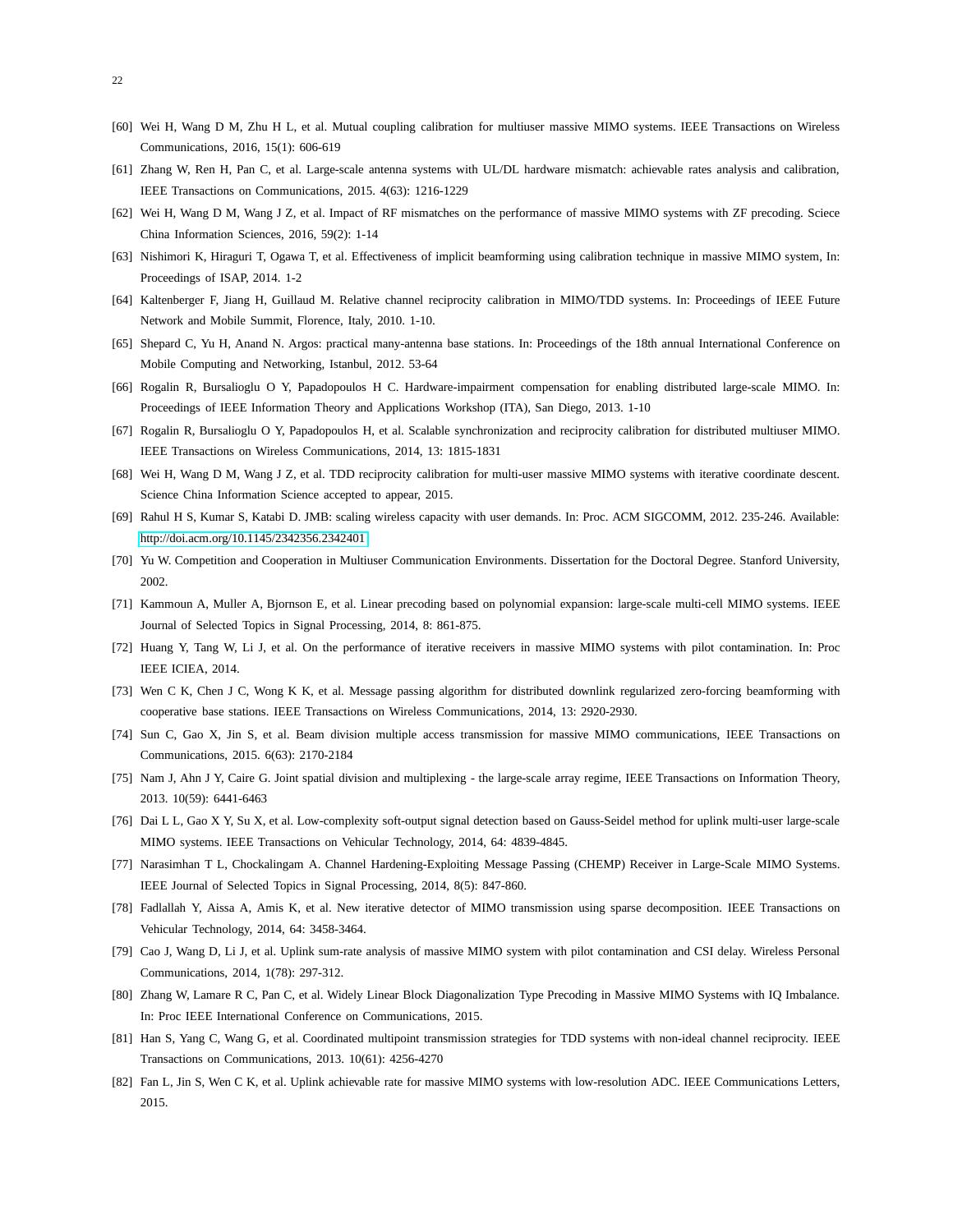[60] Wei H, Wang D M, Zhu H L, et al. Mutual coupling calibration for multiuser massive MIMO systems. IEEE Transactions on Wireless Communications, 2016, 15(1): 606-619

[61] Zhang W, Ren H, Pan C, et al. Large-scale antenna systems with UL/DL hardware mismatch: achievable rates analysis and calibration, IEEE Transactions on Communications, 2015. 4(63): 1216-1229

[62] Wei H, Wang D M, Wang J Z, et al. Impact of RF mismatches on the performance of massive MIMO systems with ZF precoding. Sciece China Information Sciences, 2016, 59(2): 1-14

[63] Nishimori K, Hiraguri T, Ogawa T, et al. Effectiveness of implicit beamforming using calibration technique in massive MIMO system, In: Proceedings of ISAP, 2014. 1-2

[64] Kaltenberger F, Jiang H, Guillaud M. Relative channel reciprocity calibration in MIMO/TDD systems. In: Proceedings of IEEE Future Network and Mobile Summit, Florence, Italy, 2010. 1-10.

[65] Shepard C, Yu H, Anand N. Argos: practical many-antenna base stations. In: Proceedings of the 18th annual International Conference on Mobile Computing and Networking, Istanbul, 2012. 53-64

[66] Rogalin R, Bursalioglu O Y, Papadopoulos H C. Hardware-impairment compensation for enabling distributed large-scale MIMO. In: Proceedings of IEEE Information Theory and Applications Workshop (ITA), San Diego, 2013. 1-10

[67] Rogalin R, Bursalioglu O Y, Papadopoulos H, et al. Scalable synchronization and reciprocity calibration for distributed multiuser MIMO. IEEE Transactions on Wireless Communications, 2014, 13: 1815-1831

[68] Wei H, Wang D M, Wang J Z, et al. TDD reciprocity calibration for multi-user massive MIMO systems with iterative coordinate descent. Science China Information Science accepted to appear, 2015.

[69] Rahul H S, Kumar S, Katabi D. JMB: scaling wireless capacity with user demands. In: Proc. ACM SIGCOMM, 2012. 235-246. Available: http://doi.acm.org/10.1145/2342356.2342401

[70] Yu W. Competition and Cooperation in Multiuser Communication Environments. Dissertation for the Doctoral Degree. Stanford University, 2002.

[71] Kammoun A, Muller A, Bjornson E, et al. Linear precoding based on polynomial expansion: large-scale multi-cell MIMO systems. IEEE Journal of Selected Topics in Signal Processing, 2014, 8: 861-875.

[72] Huang Y, Tang W, Li J, et al. On the performance of iterative receivers in massive MIMO systems with pilot contamination. In: Proc IEEE ICIEA, 2014.

[73] Wen C K, Chen J C, Wong K K, et al. Message passing algorithm for distributed downlink regularized zero-forcing beamforming with cooperative base stations. IEEE Transactions on Wireless Communications, 2014, 13: 2920-2930.

[74] Sun C, Gao X, Jin S, et al. Beam division multiple access transmission for massive MIMO communications, IEEE Transactions on Communications, 2015. 6(63): 2170-2184

[75] Nam J, Ahn J Y, Caire G. Joint spatial division and multiplexing - the large-scale array regime, IEEE Transactions on Information Theory, 2013. 10(59): 6441-6463

[76] Dai L L, Gao X Y, Su X, et al. Low-complexity soft-output signal detection based on Gauss-Seidel method for uplink multi-user large-scale MIMO systems. IEEE Transactions on Vehicular Technology, 2014, 64: 4839-4845.

[77] Narasimhan T L, Chockalingam A. Channel Hardening-Exploiting Message Passing (CHEMP) Receiver in Large-Scale MIMO Systems. IEEE Journal of Selected Topics in Signal Processing, 2014, 8(5): 847-860.

[78] Fadlallah Y, Aissa A, Amis K, et al. New iterative detector of MIMO transmission using sparse decomposition. IEEE Transactions on Vehicular Technology, 2014, 64: 3458-3464.

[79] Cao J, Wang D, Li J, et al. Uplink sum-rate analysis of massive MIMO system with pilot contamination and CSI delay. Wireless Personal Communications, 2014, 1(78): 297-312.

[80] Zhang W, Lamare R C, Pan C, et al. Widely Linear Block Diagonalization Type Precoding in Massive MIMO Systems with IQ Imbalance. In: Proc IEEE International Conference on Communications, 2015.

[81] Han S, Yang C, Wang G, et al. Coordinated multipoint transmission strategies for TDD systems with non-ideal channel reciprocity. IEEE Transactions on Communications, 2013. 10(61): 4256-4270

[82] Fan L, Jin S, Wen C K, et al. Uplink achievable rate for massive MIMO systems with low-resolution ADC. IEEE Communications Letters, 2015.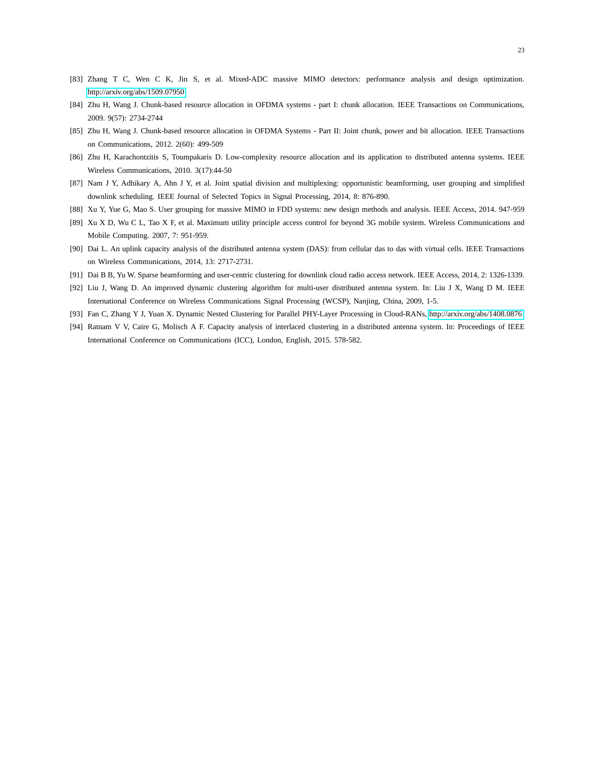[83] Zhang T C, Wen C K, Jin S, et al. Mixed-ADC massive MIMO detectors: performance analysis and design optimization. http://arxiv.org/abs/1509.07950

[84] Zhu H, Wang J. Chunk-based resource allocation in OFDMA systems - part I: chunk allocation. IEEE Transactions on Communications, 2009. 9(57): 2734-2744

[85] Zhu H, Wang J. Chunk-based resource allocation in OFDMA Systems - Part II: Joint chunk, power and bit allocation. IEEE Transactions on Communications, 2012. 2(60): 499-509

[86] Zhu H, Karachontzitis S, Toumpakaris D. Low-complexity resource allocation and its application to distributed antenna systems. IEEE Wireless Communications, 2010. 3(17):44-50

[87] Nam J Y, Adhikary A, Ahn J Y, et al. Joint spatial division and multiplexing: opportunistic beamforming, user grouping and simplified downlink scheduling. IEEE Journal of Selected Topics in Signal Processing, 2014, 8: 876-890.

[88] Xu Y, Yue G, Mao S. User grouping for massive MIMO in FDD systems: new design methods and analysis. IEEE Access, 2014. 947-959

[89] Xu X D, Wu C L, Tao X F, et al. Maximum utility principle access control for beyond 3G mobile system. Wireless Communications and Mobile Computing. 2007, 7: 951-959.

[90] Dai L. An uplink capacity analysis of the distributed antenna system (DAS): from cellular das to das with virtual cells. IEEE Transactions on Wireless Communications, 2014, 13: 2717-2731.

[91] Dai B B, Yu W. Sparse beamforming and user-centric clustering for downlink cloud radio access network. IEEE Access, 2014, 2: 1326-1339.

[92] Liu J, Wang D. An improved dynamic clustering algorithm for multi-user distributed antenna system. In: Liu J X, Wang D M. IEEE International Conference on Wireless Communications Signal Processing (WCSP), Nanjing, China, 2009, 1-5.

[93] Fan C, Zhang Y J, Yuan X. Dynamic Nested Clustering for Parallel PHY-Layer Processing in Cloud-RANs, http://arxiv.org/abs/1408.0876

[94] Ratnam V V, Caire G, Molisch A F. Capacity analysis of interlaced clustering in a distributed antenna system. In: Proceedings of IEEE International Conference on Communications (ICC), London, English, 2015. 578-582.